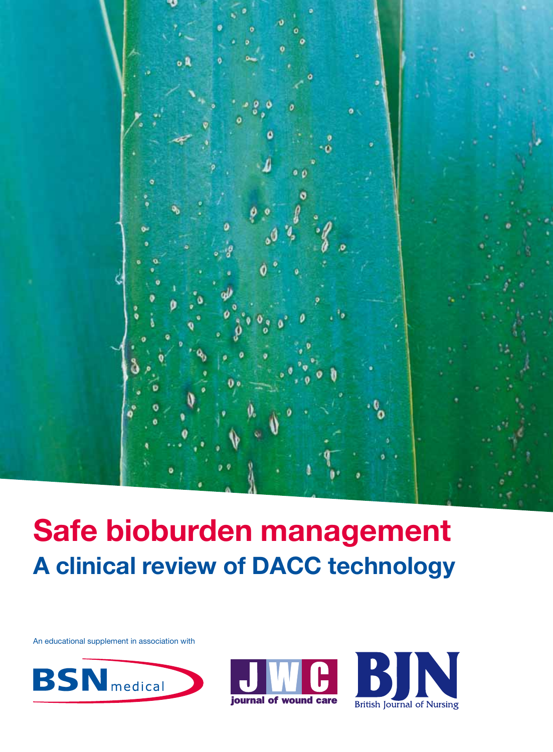# Safe bioburden management

## A clinical review of DACC technology

An educational supplement in association with

BSN medical

JWC journal of wound care

BJN British Journal of Nursing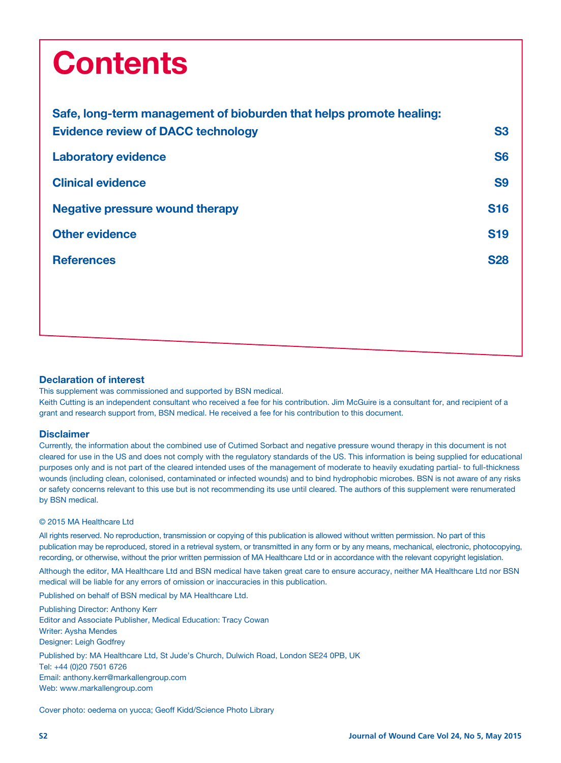# Contents

| | |
|---|---|
| **Safe, long-term management of bioburden that helps promote healing: Evidence review of DACC technology** | **S3** |
| **Laboratory evidence** | **S6** |
| **Clinical evidence** | **S9** |
| **Negative pressure wound therapy** | **S16** |
| **Other evidence** | **S19** |
| **References** | **S28** |

## Declaration of interest

This supplement was commissioned and supported by BSN medical.
Keith Cutting is an independent consultant who received a fee for his contribution. Jim McGuire is a consultant for, and recipient of a grant and research support from, BSN medical. He received a fee for his contribution to this document.

## Disclaimer

Currently, the information about the combined use of Cutimed Sorbact and negative pressure wound therapy in this document is not cleared for use in the US and does not comply with the regulatory standards of the US. This information is being supplied for educational purposes only and is not part of the cleared intended uses of the management of moderate to heavily exudating partial- to full-thickness wounds (including clean, colonised, contaminated or infected wounds) and to bind hydrophobic microbes. BSN is not aware of any risks or safety concerns relevant to this use but is not recommending its use until cleared. The authors of this supplement were renumerated by BSN medical.

© 2015 MA Healthcare Ltd

All rights reserved. No reproduction, transmission or copying of this publication is allowed without written permission. No part of this publication may be reproduced, stored in a retrieval system, or transmitted in any form or by any means, mechanical, electronic, photocopying, recording, or otherwise, without the prior written permission of MA Healthcare Ltd or in accordance with the relevant copyright legislation.

Although the editor, MA Healthcare Ltd and BSN medical have taken great care to ensure accuracy, neither MA Healthcare Ltd nor BSN medical will be liable for any errors of omission or inaccuracies in this publication.

Published on behalf of BSN medical by MA Healthcare Ltd.

Publishing Director: Anthony Kerr
Editor and Associate Publisher, Medical Education: Tracy Cowan
Writer: Aysha Mendes
Designer: Leigh Godfrey

Published by: MA Healthcare Ltd, St Jude's Church, Dulwich Road, London SE24 0PB, UK
Tel: +44 (0)20 7501 6726
Email: anthony.kerr@markallengroup.com
Web: www.markallengroup.com

Cover photo: oedema on yucca; Geoff Kidd/Science Photo Library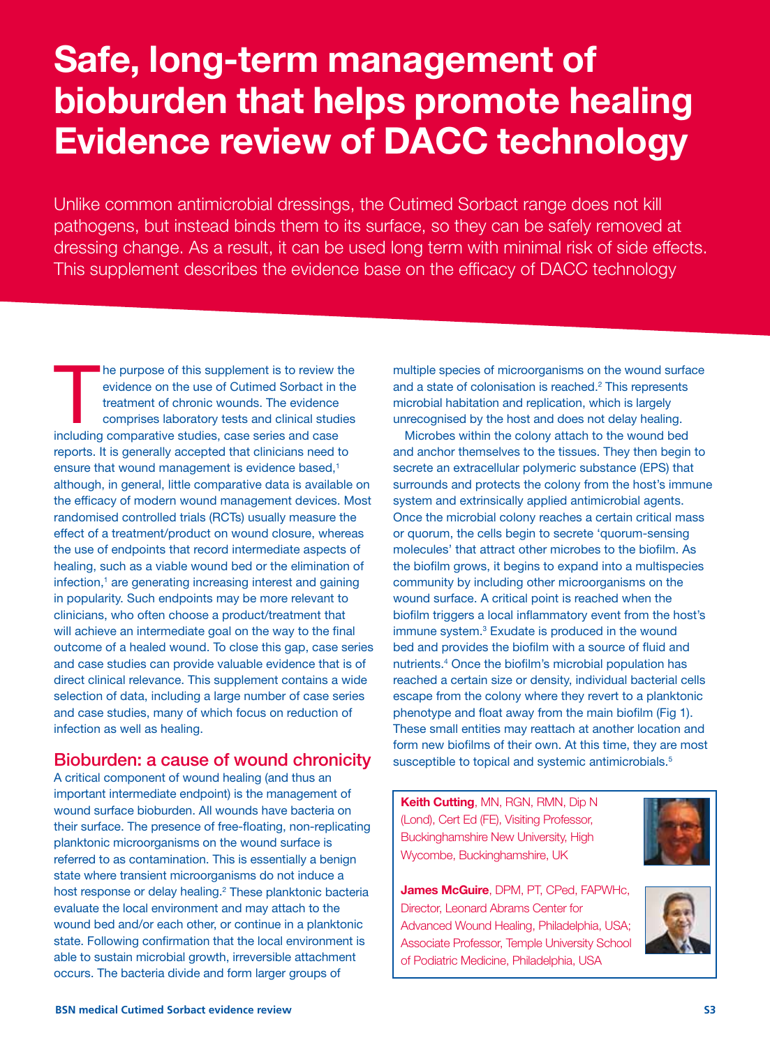# Safe, long-term management of bioburden that helps promote healing Evidence review of DACC technology

Unlike common antimicrobial dressings, the Cutimed Sorbact range does not kill pathogens, but instead binds them to its surface, so they can be safely removed at dressing change. As a result, it can be used long term with minimal risk of side effects. This supplement describes the evidence base on the efficacy of DACC technology

The purpose of this supplement is to review the evidence on the use of Cutimed Sorbact in the treatment of chronic wounds. The evidence comprises laboratory tests and clinical studies including comparative studies, case series and case reports. It is generally accepted that clinicians need to ensure that wound management is evidence based,[1] although, in general, little comparative data is available on the efficacy of modern wound management devices. Most randomised controlled trials (RCTs) usually measure the effect of a treatment/product on wound closure, whereas the use of endpoints that record intermediate aspects of healing, such as a viable wound bed or the elimination of infection,[1] are generating increasing interest and gaining in popularity. Such endpoints may be more relevant to clinicians, who often choose a product/treatment that will achieve an intermediate goal on the way to the final outcome of a healed wound. To close this gap, case series and case studies can provide valuable evidence that is of direct clinical relevance. This supplement contains a wide selection of data, including a large number of case series and case studies, many of which focus on reduction of infection as well as healing.

## Bioburden: a cause of wound chronicity

A critical component of wound healing (and thus an important intermediate endpoint) is the management of wound surface bioburden. All wounds have bacteria on their surface. The presence of free-floating, non-replicating planktonic microorganisms on the wound surface is referred to as contamination. This is essentially a benign state where transient microorganisms do not induce a host response or delay healing.[2] These planktonic bacteria evaluate the local environment and may attach to the wound bed and/or each other, or continue in a planktonic state. Following confirmation that the local environment is able to sustain microbial growth, irreversible attachment occurs. The bacteria divide and form larger groups of multiple species of microorganisms on the wound surface and a state of colonisation is reached.[2] This represents microbial habitation and replication, which is largely unrecognised by the host and does not delay healing.

Microbes within the colony attach to the wound bed and anchor themselves to the tissues. They then begin to secrete an extracellular polymeric substance (EPS) that surrounds and protects the colony from the host's immune system and extrinsically applied antimicrobial agents. Once the microbial colony reaches a certain critical mass or quorum, the cells begin to secrete 'quorum-sensing molecules' that attract other microbes to the biofilm. As the biofilm grows, it begins to expand into a multispecies community by including other microorganisms on the wound surface. A critical point is reached when the biofilm triggers a local inflammatory event from the host's immune system.[3] Exudate is produced in the wound bed and provides the biofilm with a source of fluid and nutrients.[4] Once the biofilm's microbial population has reached a certain size or density, individual bacterial cells escape from the colony where they revert to a planktonic phenotype and float away from the main biofilm (Fig 1). These small entities may reattach at another location and form new biofilms of their own. At this time, they are most susceptible to topical and systemic antimicrobials.[5]

**Keith Cutting**, MN, RGN, RMN, Dip N (Lond), Cert Ed (FE), Visiting Professor, Buckinghamshire New University, High Wycombe, Buckinghamshire, UK

**James McGuire**, DPM, PT, CPed, FAPWHc, Director, Leonard Abrams Center for Advanced Wound Healing, Philadelphia, USA; Associate Professor, Temple University School of Podiatric Medicine, Philadelphia, USA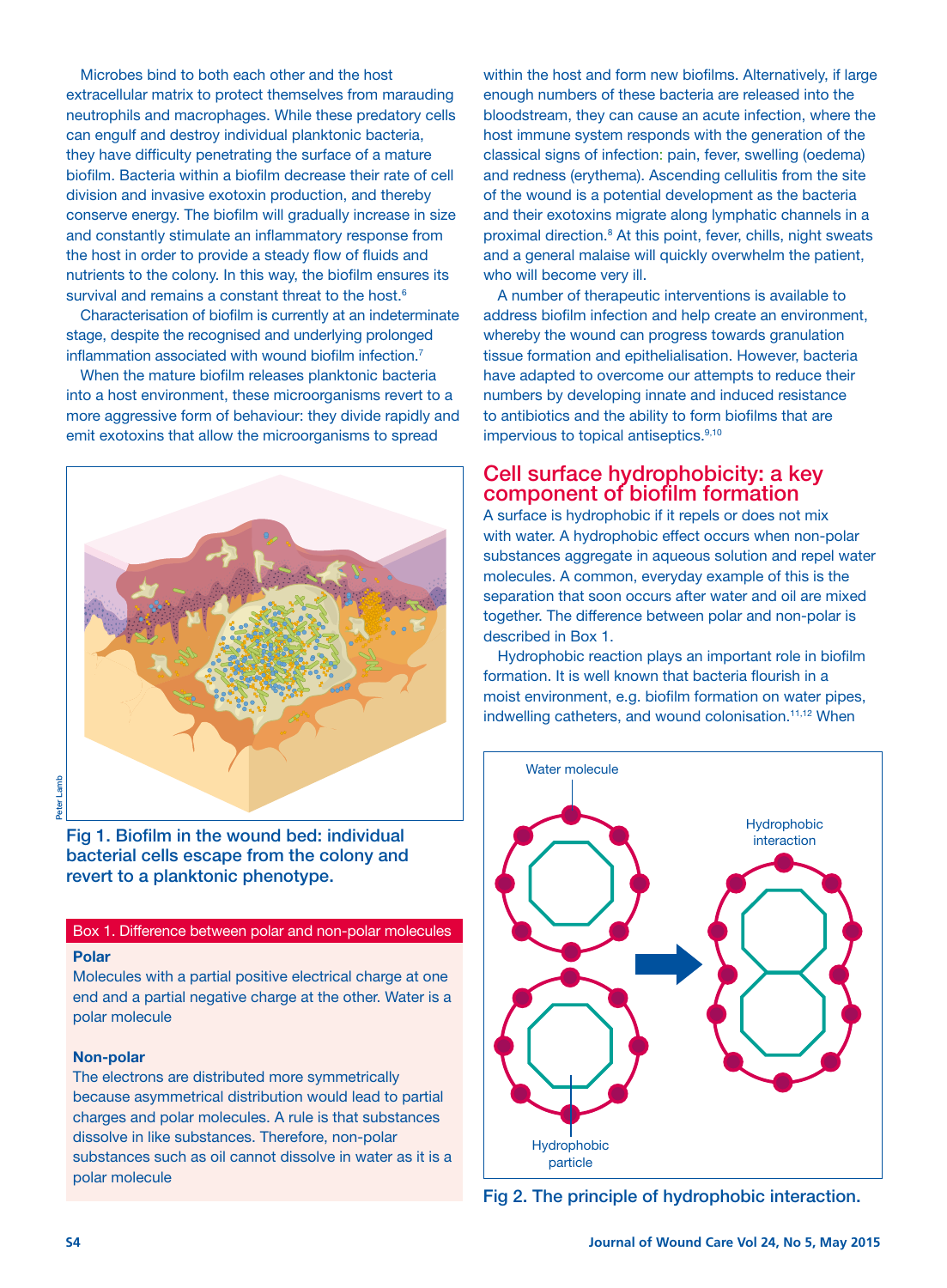Microbes bind to both each other and the host extracellular matrix to protect themselves from marauding neutrophils and macrophages. While these predatory cells can engulf and destroy individual planktonic bacteria, they have difficulty penetrating the surface of a mature biofilm. Bacteria within a biofilm decrease their rate of cell division and invasive exotoxin production, and thereby conserve energy. The biofilm will gradually increase in size and constantly stimulate an inflammatory response from the host in order to provide a steady flow of fluids and nutrients to the colony. In this way, the biofilm ensures its survival and remains a constant threat to the host.[6]

Characterisation of biofilm is currently at an indeterminate stage, despite the recognised and underlying prolonged inflammation associated with wound biofilm infection.[7]

When the mature biofilm releases planktonic bacteria into a host environment, these microorganisms revert to a more aggressive form of behaviour: they divide rapidly and emit exotoxins that allow the microorganisms to spread within the host and form new biofilms. Alternatively, if large enough numbers of these bacteria are released into the bloodstream, they can cause an acute infection, where the host immune system responds with the generation of the classical signs of infection: pain, fever, swelling (oedema) and redness (erythema). Ascending cellulitis from the site of the wound is a potential development as the bacteria and their exotoxins migrate along lymphatic channels in a proximal direction.[8] At this point, fever, chills, night sweats and a general malaise will quickly overwhelm the patient, who will become very ill.

A number of therapeutic interventions is available to address biofilm infection and help create an environment, whereby the wound can progress towards granulation tissue formation and epithelialisation. However, bacteria have adapted to overcome our attempts to reduce their numbers by developing innate and induced resistance to antibiotics and the ability to form biofilms that are impervious to topical antiseptics.[9,10]

Fig 1. Biofilm in the wound bed: individual bacterial cells escape from the colony and revert to a planktonic phenotype.

## Cell surface hydrophobicity: a key component of biofilm formation

A surface is hydrophobic if it repels or does not mix with water. A hydrophobic effect occurs when non-polar substances aggregate in aqueous solution and repel water molecules. A common, everyday example of this is the separation that soon occurs after water and oil are mixed together. The difference between polar and non-polar is described in Box 1.

Hydrophobic reaction plays an important role in biofilm formation. It is well known that bacteria flourish in a moist environment, e.g. biofilm formation on water pipes, indwelling catheters, and wound colonisation.[11,12] When

**Box 1. Difference between polar and non-polar molecules**

**Polar**
Molecules with a partial positive electrical charge at one end and a partial negative charge at the other. Water is a polar molecule

**Non-polar**
The electrons are distributed more symmetrically because asymmetrical distribution would lead to partial charges and polar molecules. A rule is that substances dissolve in like substances. Therefore, non-polar substances such as oil cannot dissolve in water as it is a polar molecule

Fig 2. The principle of hydrophobic interaction.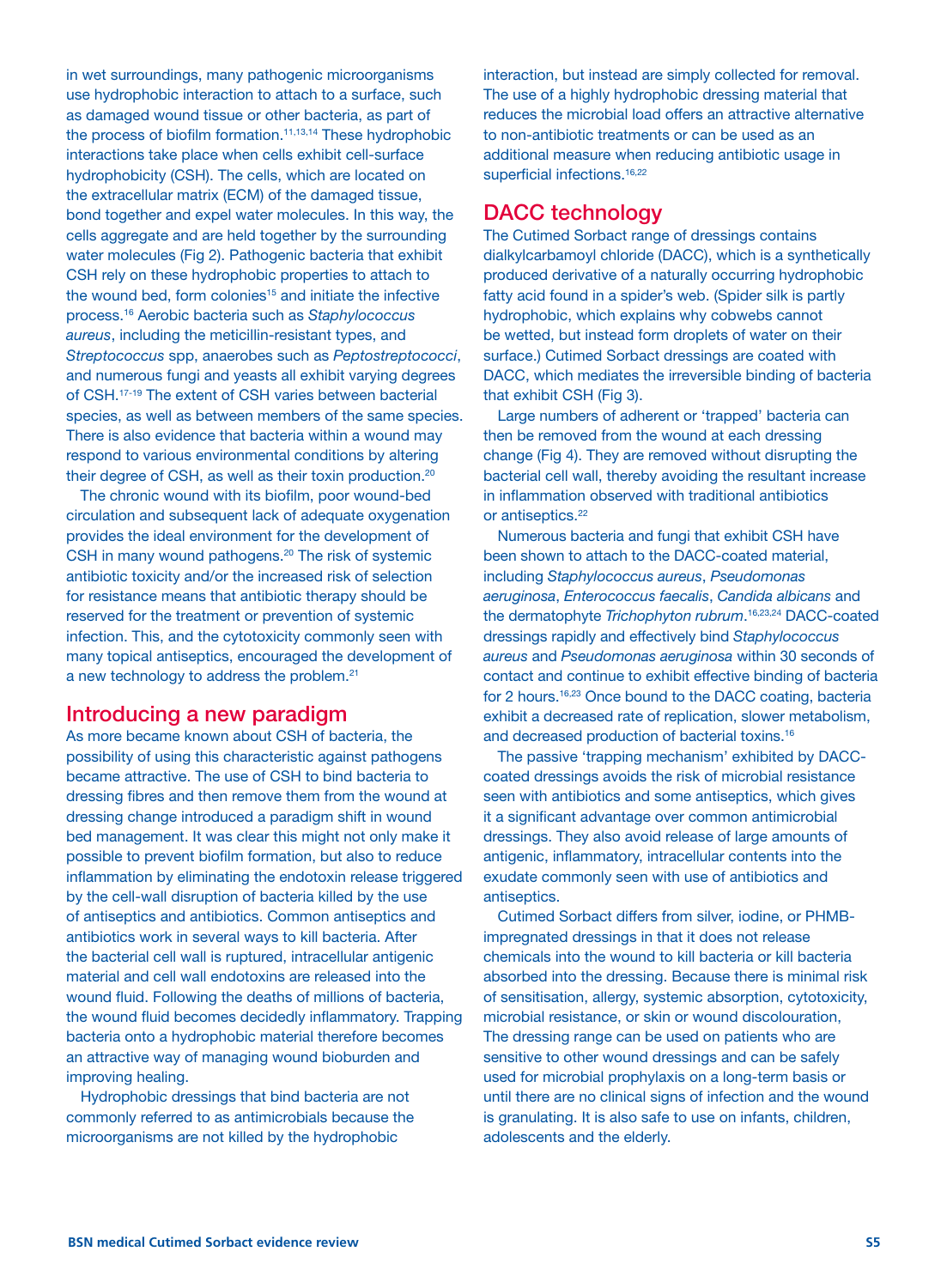in wet surroundings, many pathogenic microorganisms use hydrophobic interaction to attach to a surface, such as damaged wound tissue or other bacteria, as part of the process of biofilm formation.[11,13,14] These hydrophobic interactions take place when cells exhibit cell-surface hydrophobicity (CSH). The cells, which are located on the extracellular matrix (ECM) of the damaged tissue, bond together and expel water molecules. In this way, the cells aggregate and are held together by the surrounding water molecules (Fig 2). Pathogenic bacteria that exhibit CSH rely on these hydrophobic properties to attach to the wound bed, form colonies[15] and initiate the infective process.[16] Aerobic bacteria such as *Staphylococcus aureus*, including the meticillin-resistant types, and *Streptococcus* spp, anaerobes such as *Peptostreptococci*, and numerous fungi and yeasts all exhibit varying degrees of CSH.[17-19] The extent of CSH varies between bacterial species, as well as between members of the same species. There is also evidence that bacteria within a wound may respond to various environmental conditions by altering their degree of CSH, as well as their toxin production.[20]

The chronic wound with its biofilm, poor wound-bed circulation and subsequent lack of adequate oxygenation provides the ideal environment for the development of CSH in many wound pathogens.[20] The risk of systemic antibiotic toxicity and/or the increased risk of selection for resistance means that antibiotic therapy should be reserved for the treatment or prevention of systemic infection. This, and the cytotoxicity commonly seen with many topical antiseptics, encouraged the development of a new technology to address the problem.[21]

## Introducing a new paradigm

As more became known about CSH of bacteria, the possibility of using this characteristic against pathogens became attractive. The use of CSH to bind bacteria to dressing fibres and then remove them from the wound at dressing change introduced a paradigm shift in wound bed management. It was clear this might not only make it possible to prevent biofilm formation, but also to reduce inflammation by eliminating the endotoxin release triggered by the cell-wall disruption of bacteria killed by the use of antiseptics and antibiotics. Common antiseptics and antibiotics work in several ways to kill bacteria. After the bacterial cell wall is ruptured, intracellular antigenic material and cell wall endotoxins are released into the wound fluid. Following the deaths of millions of bacteria, the wound fluid becomes decidedly inflammatory. Trapping bacteria onto a hydrophobic material therefore becomes an attractive way of managing wound bioburden and improving healing.

Hydrophobic dressings that bind bacteria are not commonly referred to as antimicrobials because the microorganisms are not killed by the hydrophobic interaction, but instead are simply collected for removal. The use of a highly hydrophobic dressing material that reduces the microbial load offers an attractive alternative to non-antibiotic treatments or can be used as an additional measure when reducing antibiotic usage in superficial infections.[16,22]

## DACC technology

The Cutimed Sorbact range of dressings contains dialkylcarbamoyl chloride (DACC), which is a synthetically produced derivative of a naturally occurring hydrophobic fatty acid found in a spider's web. (Spider silk is partly hydrophobic, which explains why cobwebs cannot be wetted, but instead form droplets of water on their surface.) Cutimed Sorbact dressings are coated with DACC, which mediates the irreversible binding of bacteria that exhibit CSH (Fig 3).

Large numbers of adherent or 'trapped' bacteria can then be removed from the wound at each dressing change (Fig 4). They are removed without disrupting the bacterial cell wall, thereby avoiding the resultant increase in inflammation observed with traditional antibiotics or antiseptics.[22]

Numerous bacteria and fungi that exhibit CSH have been shown to attach to the DACC-coated material, including *Staphylococcus aureus*, *Pseudomonas aeruginosa*, *Enterococcus faecalis*, *Candida albicans* and the dermatophyte *Trichophyton rubrum*.[16,23,24] DACC-coated dressings rapidly and effectively bind *Staphylococcus aureus* and *Pseudomonas aeruginosa* within 30 seconds of contact and continue to exhibit effective binding of bacteria for 2 hours.[16,23] Once bound to the DACC coating, bacteria exhibit a decreased rate of replication, slower metabolism, and decreased production of bacterial toxins.[16]

The passive 'trapping mechanism' exhibited by DACC-coated dressings avoids the risk of microbial resistance seen with antibiotics and some antiseptics, which gives it a significant advantage over common antimicrobial dressings. They also avoid release of large amounts of antigenic, inflammatory, intracellular contents into the exudate commonly seen with use of antibiotics and antiseptics.

Cutimed Sorbact differs from silver, iodine, or PHMB-impregnated dressings in that it does not release chemicals into the wound to kill bacteria or kill bacteria absorbed into the dressing. Because there is minimal risk of sensitisation, allergy, systemic absorption, cytotoxicity, microbial resistance, or skin or wound discolouration, The dressing range can be used on patients who are sensitive to other wound dressings and can be safely used for microbial prophylaxis on a long-term basis or until there are no clinical signs of infection and the wound is granulating. It is also safe to use on infants, children, adolescents and the elderly.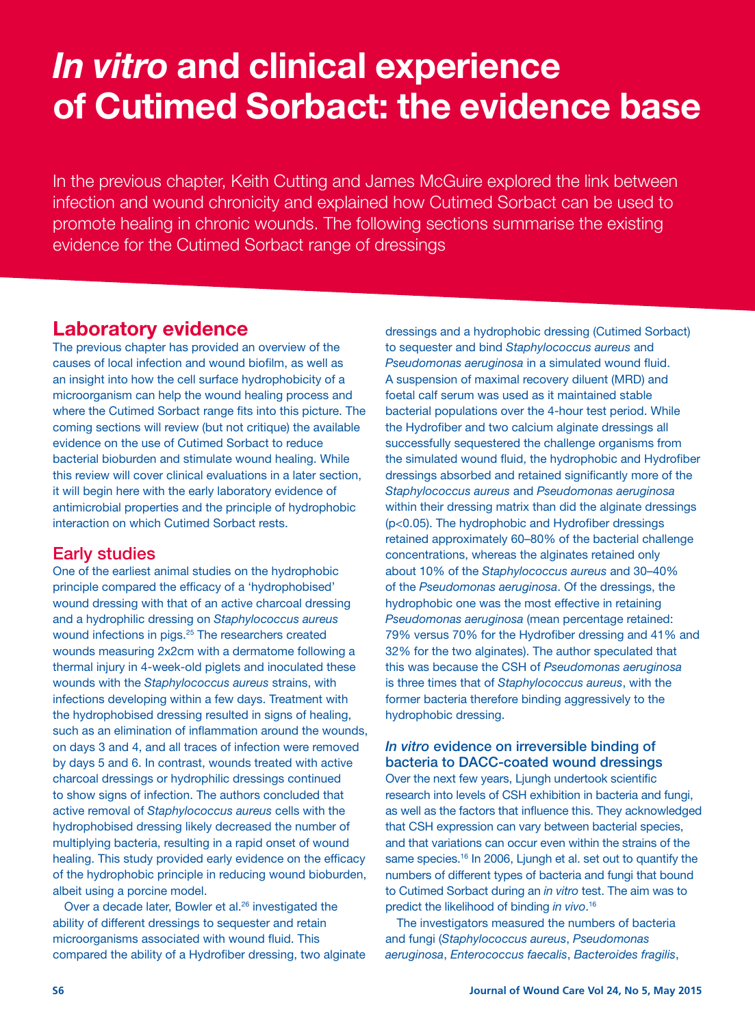# *In vitro* and clinical experience of Cutimed Sorbact: the evidence base

In the previous chapter, Keith Cutting and James McGuire explored the link between infection and wound chronicity and explained how Cutimed Sorbact can be used to promote healing in chronic wounds. The following sections summarise the existing evidence for the Cutimed Sorbact range of dressings

## Laboratory evidence

The previous chapter has provided an overview of the causes of local infection and wound biofilm, as well as an insight into how the cell surface hydrophobicity of a microorganism can help the wound healing process and where the Cutimed Sorbact range fits into this picture. The coming sections will review (but not critique) the available evidence on the use of Cutimed Sorbact to reduce bacterial bioburden and stimulate wound healing. While this review will cover clinical evaluations in a later section, it will begin here with the early laboratory evidence of antimicrobial properties and the principle of hydrophobic interaction on which Cutimed Sorbact rests.

### Early studies

One of the earliest animal studies on the hydrophobic principle compared the efficacy of a 'hydrophobised' wound dressing with that of an active charcoal dressing and a hydrophilic dressing on *Staphylococcus aureus* wound infections in pigs.[25] The researchers created wounds measuring 2x2cm with a dermatome following a thermal injury in 4-week-old piglets and inoculated these wounds with the *Staphylococcus aureus* strains, with infections developing within a few days. Treatment with the hydrophobised dressing resulted in signs of healing, such as an elimination of inflammation around the wounds, on days 3 and 4, and all traces of infection were removed by days 5 and 6. In contrast, wounds treated with active charcoal dressings or hydrophilic dressings continued to show signs of infection. The authors concluded that active removal of *Staphylococcus aureus* cells with the hydrophobised dressing likely decreased the number of multiplying bacteria, resulting in a rapid onset of wound healing. This study provided early evidence on the efficacy of the hydrophobic principle in reducing wound bioburden, albeit using a porcine model.

Over a decade later, Bowler et al.[26] investigated the ability of different dressings to sequester and retain microorganisms associated with wound fluid. This compared the ability of a Hydrofiber dressing, two alginate dressings and a hydrophobic dressing (Cutimed Sorbact) to sequester and bind *Staphylococcus aureus* and *Pseudomonas aeruginosa* in a simulated wound fluid. A suspension of maximal recovery diluent (MRD) and foetal calf serum was used as it maintained stable bacterial populations over the 4-hour test period. While the Hydrofiber and two calcium alginate dressings all successfully sequestered the challenge organisms from the simulated wound fluid, the hydrophobic and Hydrofiber dressings absorbed and retained significantly more of the *Staphylococcus aureus* and *Pseudomonas aeruginosa* within their dressing matrix than did the alginate dressings ($p<0.05$). The hydrophobic and Hydrofiber dressings retained approximately 60–80% of the bacterial challenge concentrations, whereas the alginates retained only about 10% of the *Staphylococcus aureus* and 30–40% of the *Pseudomonas aeruginosa*. Of the dressings, the hydrophobic one was the most effective in retaining *Pseudomonas aeruginosa* (mean percentage retained: 79% versus 70% for the Hydrofiber dressing and 41% and 32% for the two alginates). The author speculated that this was because the CSH of *Pseudomonas aeruginosa* is three times that of *Staphylococcus aureus*, with the former bacteria therefore binding aggressively to the hydrophobic dressing.

### *In vitro* evidence on irreversible binding of bacteria to DACC-coated wound dressings

Over the next few years, Ljungh undertook scientific research into levels of CSH exhibition in bacteria and fungi, as well as the factors that influence this. They acknowledged that CSH expression can vary between bacterial species, and that variations can occur even within the strains of the same species.[16] In 2006, Ljungh et al. set out to quantify the numbers of different types of bacteria and fungi that bound to Cutimed Sorbact during an *in vitro* test. The aim was to predict the likelihood of binding *in vivo*.[16]

The investigators measured the numbers of bacteria and fungi (*Staphylococcus aureus*, *Pseudomonas aeruginosa*, *Enterococcus faecalis*, *Bacteroides fragilis*,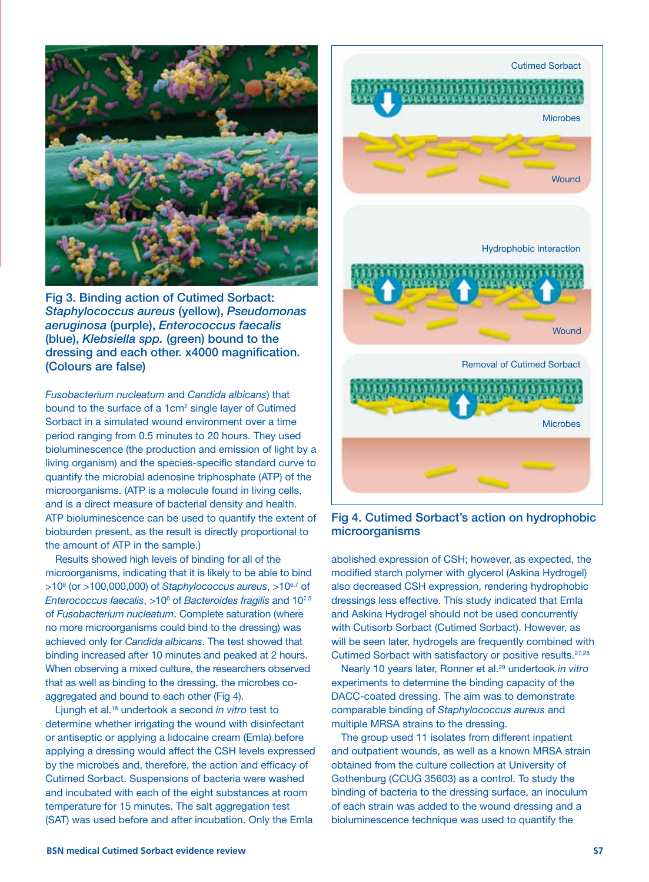Fig 3. Binding action of Cutimed Sorbact: *Staphylococcus aureus* (yellow), *Pseudomonas aeruginosa* (purple), *Enterococcus faecalis* (blue), *Klebsiella spp.* (green) bound to the dressing and each other. x4000 magnification. (Colours are false)

*Fusobacterium nucleatum* and *Candida albicans*) that bound to the surface of a 1cm$^2$ single layer of Cutimed Sorbact in a simulated wound environment over a time period ranging from 0.5 minutes to 20 hours. They used bioluminescence (the production and emission of light by a living organism) and the species-specific standard curve to quantify the microbial adenosine triphosphate (ATP) of the microorganisms. (ATP is a molecule found in living cells, and is a direct measure of bacterial density and health. ATP bioluminescence can be used to quantify the extent of bioburden present, as the result is directly proportional to the amount of ATP in the sample.)

Results showed high levels of binding for all of the microorganisms, indicating that it is likely to be able to bind $>10^8$ (or >100,000,000) of *Staphylococcus aureus*, $>10^{6.7}$ of *Enterococcus faecalis*, $>10^6$ of *Bacteroides fragilis* and $10^{7.5}$ of *Fusobacterium nucleatum*. Complete saturation (where no more microorganisms could bind to the dressing) was achieved only for *Candida albicans*. The test showed that binding increased after 10 minutes and peaked at 2 hours. When observing a mixed culture, the researchers observed that as well as binding to the dressing, the microbes co-aggregated and bound to each other (Fig 4).

Ljungh et al.[16] undertook a second *in vitro* test to determine whether irrigating the wound with disinfectant or antiseptic or applying a lidocaine cream (Emla) before applying a dressing would affect the CSH levels expressed by the microbes and, therefore, the action and efficacy of Cutimed Sorbact. Suspensions of bacteria were washed and incubated with each of the eight substances at room temperature for 15 minutes. The salt aggregation test (SAT) was used before and after incubation. Only the Emla abolished expression of CSH; however, as expected, the modified starch polymer with glycerol (Askina Hydrogel) also decreased CSH expression, rendering hydrophobic dressings less effective. This study indicated that Emla and Askina Hydrogel should not be used concurrently with Cutisorb Sorbact (Cutimed Sorbact). However, as will be seen later, hydrogels are frequently combined with Cutimed Sorbact with satisfactory or positive results.[27,28]

Fig 4. Cutimed Sorbact's action on hydrophobic microorganisms

Nearly 10 years later, Ronner et al.[29] undertook *in vitro* experiments to determine the binding capacity of the DACC-coated dressing. The aim was to demonstrate comparable binding of *Staphylococcus aureus* and multiple MRSA strains to the dressing.

The group used 11 isolates from different inpatient and outpatient wounds, as well as a known MRSA strain obtained from the culture collection at University of Gothenburg (CCUG 35603) as a control. To study the binding of bacteria to the dressing surface, an inoculum of each strain was added to the wound dressing and a bioluminescence technique was used to quantify the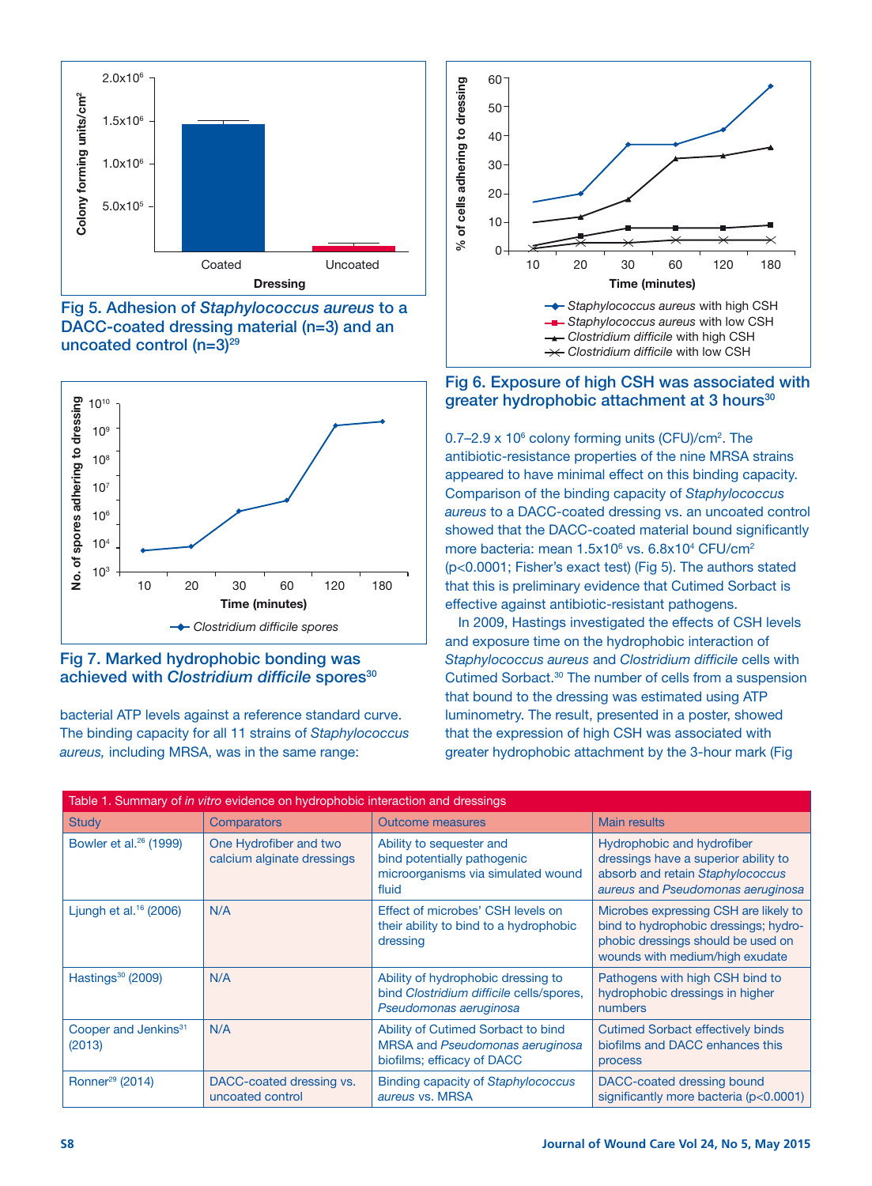Fig 5. Adhesion of *Staphylococcus aureus* to a DACC-coated dressing material (n=3) and an uncoated control (n=3)[29]

Fig 6. Exposure of high CSH was associated with greater hydrophobic attachment at 3 hours[30]

Fig 7. Marked hydrophobic bonding was achieved with *Clostridium difficile* spores[30]

bacterial ATP levels against a reference standard curve. The binding capacity for all 11 strains of *Staphylococcus aureus,* including MRSA, was in the same range: 0.7–2.9 x $10^6$ colony forming units (CFU)/cm$^2$. The antibiotic-resistance properties of the nine MRSA strains appeared to have minimal effect on this binding capacity. Comparison of the binding capacity of *Staphylococcus aureus* to a DACC-coated dressing vs. an uncoated control showed that the DACC-coated material bound significantly more bacteria: mean 1.5x$10^6$ vs. 6.8x$10^4$ CFU/cm$^2$ ($p<0.0001$; Fisher's exact test) (Fig 5). The authors stated that this is preliminary evidence that Cutimed Sorbact is effective against antibiotic-resistant pathogens.

In 2009, Hastings investigated the effects of CSH levels and exposure time on the hydrophobic interaction of *Staphylococcus aureus* and *Clostridium difficile* cells with Cutimed Sorbact.[30] The number of cells from a suspension that bound to the dressing was estimated using ATP luminometry. The result, presented in a poster, showed that the expression of high CSH was associated with greater hydrophobic attachment by the 3-hour mark (Fig

| Table 1. Summary of *in vitro* evidence on hydrophobic interaction and dressings | | | |
|---|---|---|---|
| Study | Comparators | Outcome measures | Main results |
| Bowler et al.[26] (1999) | One Hydrofiber and two calcium alginate dressings | Ability to sequester and bind potentially pathogenic microorganisms via simulated wound fluid | Hydrophobic and hydrofiber dressings have a superior ability to absorb and retain *Staphylococcus aureus* and *Pseudomonas aeruginosa* |
| Ljungh et al.[16] (2006) | N/A | Effect of microbes' CSH levels on their ability to bind to a hydrophobic dressing | Microbes expressing CSH are likely to bind to hydrophobic dressings; hydrophobic dressings should be used on wounds with medium/high exudate |
| Hastings[30] (2009) | N/A | Ability of hydrophobic dressing to bind *Clostridium difficile* cells/spores, *Pseudomonas aeruginosa* | Pathogens with high CSH bind to hydrophobic dressings in higher numbers |
| Cooper and Jenkins[31] (2013) | N/A | Ability of Cutimed Sorbact to bind MRSA and *Pseudomonas aeruginosa* biofilms; efficacy of DACC | Cutimed Sorbact effectively binds biofilms and DACC enhances this process |
| Ronner[29] (2014) | DACC-coated dressing vs. uncoated control | Binding capacity of *Staphylococcus aureus* vs. MRSA | DACC-coated dressing bound significantly more bacteria ($p<0.0001$) |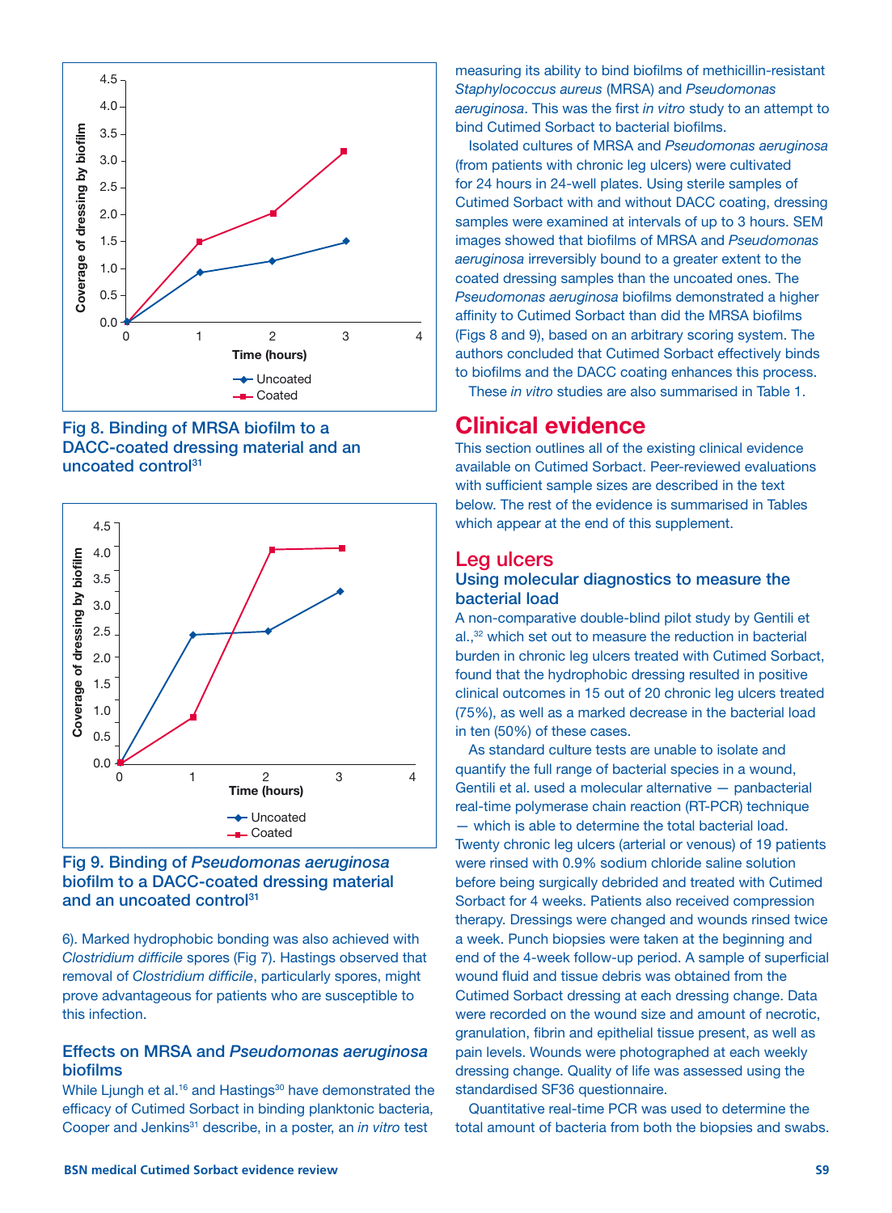Fig 8. Binding of MRSA biofilm to a DACC-coated dressing material and an uncoated control[31]

Fig 9. Binding of *Pseudomonas aeruginosa* biofilm to a DACC-coated dressing material and an uncoated control[31]

6). Marked hydrophobic bonding was also achieved with *Clostridium difficile* spores (Fig 7). Hastings observed that removal of *Clostridium difficile*, particularly spores, might prove advantageous for patients who are susceptible to this infection.

### Effects on MRSA and *Pseudomonas aeruginosa* biofilms

While Ljungh et al.[16] and Hastings[30] have demonstrated the efficacy of Cutimed Sorbact in binding planktonic bacteria, Cooper and Jenkins[31] describe, in a poster, an *in vitro* test measuring its ability to bind biofilms of methicillin-resistant *Staphylococcus aureus* (MRSA) and *Pseudomonas aeruginosa*. This was the first *in vitro* study to an attempt to bind Cutimed Sorbact to bacterial biofilms.

Isolated cultures of MRSA and *Pseudomonas aeruginosa* (from patients with chronic leg ulcers) were cultivated for 24 hours in 24-well plates. Using sterile samples of Cutimed Sorbact with and without DACC coating, dressing samples were examined at intervals of up to 3 hours. SEM images showed that biofilms of MRSA and *Pseudomonas aeruginosa* irreversibly bound to a greater extent to the coated dressing samples than the uncoated ones. The *Pseudomonas aeruginosa* biofilms demonstrated a higher affinity to Cutimed Sorbact than did the MRSA biofilms (Figs 8 and 9), based on an arbitrary scoring system. The authors concluded that Cutimed Sorbact effectively binds to biofilms and the DACC coating enhances this process.

These *in vitro* studies are also summarised in Table 1.

# Clinical evidence

This section outlines all of the existing clinical evidence available on Cutimed Sorbact. Peer-reviewed evaluations with sufficient sample sizes are described in the text below. The rest of the evidence is summarised in Tables which appear at the end of this supplement.

## Leg ulcers

### Using molecular diagnostics to measure the bacterial load

A non-comparative double-blind pilot study by Gentili et al.,[32] which set out to measure the reduction in bacterial burden in chronic leg ulcers treated with Cutimed Sorbact, found that the hydrophobic dressing resulted in positive clinical outcomes in 15 out of 20 chronic leg ulcers treated (75%), as well as a marked decrease in the bacterial load in ten (50%) of these cases.

As standard culture tests are unable to isolate and quantify the full range of bacterial species in a wound, Gentili et al. used a molecular alternative — panbacterial real-time polymerase chain reaction (RT-PCR) technique — which is able to determine the total bacterial load. Twenty chronic leg ulcers (arterial or venous) of 19 patients were rinsed with 0.9% sodium chloride saline solution before being surgically debrided and treated with Cutimed Sorbact for 4 weeks. Patients also received compression therapy. Dressings were changed and wounds rinsed twice a week. Punch biopsies were taken at the beginning and end of the 4-week follow-up period. A sample of superficial wound fluid and tissue debris was obtained from the Cutimed Sorbact dressing at each dressing change. Data were recorded on the wound size and amount of necrotic, granulation, fibrin and epithelial tissue present, as well as pain levels. Wounds were photographed at each weekly dressing change. Quality of life was assessed using the standardised SF36 questionnaire.

Quantitative real-time PCR was used to determine the total amount of bacteria from both the biopsies and swabs.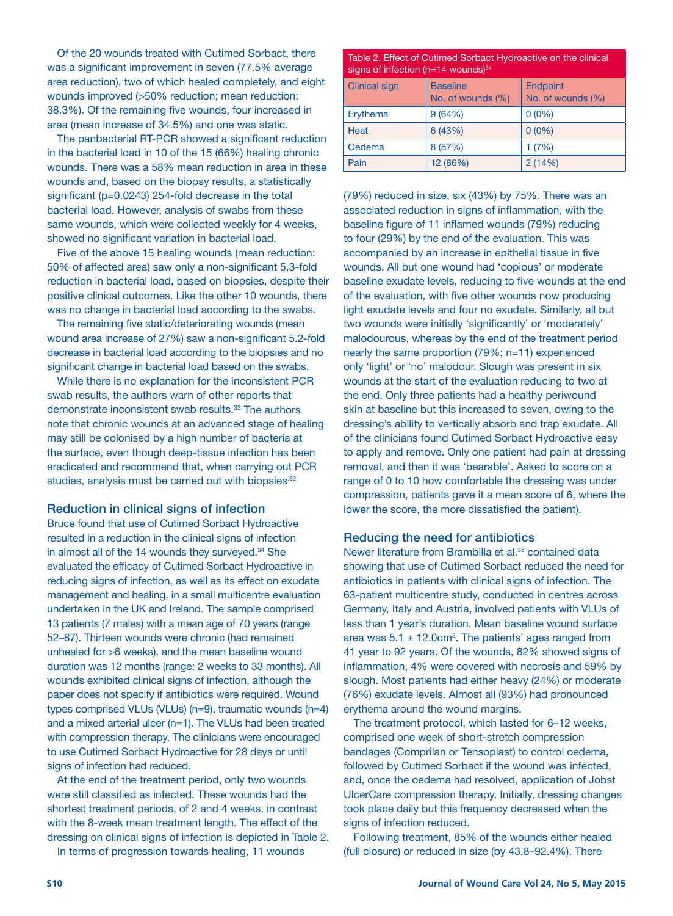Of the 20 wounds treated with Cutimed Sorbact, there was a significant improvement in seven (77.5% average area reduction), two of which healed completely, and eight wounds improved (>50% reduction; mean reduction: 38.3%). Of the remaining five wounds, four increased in area (mean increase of 34.5%) and one was static.

The panbacterial RT-PCR showed a significant reduction in the bacterial load in 10 of the 15 (66%) healing chronic wounds. There was a 58% mean reduction in area in these wounds and, based on the biopsy results, a statistically significant (p=0.0243) 254-fold decrease in the total bacterial load. However, analysis of swabs from these same wounds, which were collected weekly for 4 weeks, showed no significant variation in bacterial load.

Five of the above 15 healing wounds (mean reduction: 50% of affected area) saw only a non-significant 5.3-fold reduction in bacterial load, based on biopsies, despite their positive clinical outcomes. Like the other 10 wounds, there was no change in bacterial load according to the swabs.

The remaining five static/deteriorating wounds (mean wound area increase of 27%) saw a non-significant 5.2-fold decrease in bacterial load according to the biopsies and no significant change in bacterial load based on the swabs.

While there is no explanation for the inconsistent PCR swab results, the authors warn of other reports that demonstrate inconsistent swab results.[33] The authors note that chronic wounds at an advanced stage of healing may still be colonised by a high number of bacteria at the surface, even though deep-tissue infection has been eradicated and recommend that, when carrying out PCR studies, analysis must be carried out with biopsies.[32]

## Reduction in clinical signs of infection

Bruce found that use of Cutimed Sorbact Hydroactive resulted in a reduction in the clinical signs of infection in almost all of the 14 wounds they surveyed.[34] She evaluated the efficacy of Cutimed Sorbact Hydroactive in reducing signs of infection, as well as its effect on exudate management and healing, in a small multicentre evaluation undertaken in the UK and Ireland. The sample comprised 13 patients (7 males) with a mean age of 70 years (range 52–87). Thirteen wounds were chronic (had remained unhealed for >6 weeks), and the mean baseline wound duration was 12 months (range: 2 weeks to 33 months). All wounds exhibited clinical signs of infection, although the paper does not specify if antibiotics were required. Wound types comprised VLUs (VLUs) (n=9), traumatic wounds (n=4) and a mixed arterial ulcer (n=1). The VLUs had been treated with compression therapy. The clinicians were encouraged to use Cutimed Sorbact Hydroactive for 28 days or until signs of infection had reduced.

At the end of the treatment period, only two wounds were still classified as infected. These wounds had the shortest treatment periods, of 2 and 4 weeks, in contrast with the 8-week mean treatment length. The effect of the dressing on clinical signs of infection is depicted in Table 2.

Table 2. Effect of Cutimed Sorbact Hydroactive on the clinical signs of infection (n=14 wounds)[34]

| Clinical sign | Baseline No. of wounds (%) | Endpoint No. of wounds (%) |
|---|---|---|
| Erythema | 9 (64%) | 0 (0%) |
| Heat | 6 (43%) | 0 (0%) |
| Oedema | 8 (57%) | 1 (7%) |
| Pain | 12 (86%) | 2 (14%) |

In terms of progression towards healing, 11 wounds (79%) reduced in size, six (43%) by 75%. There was an associated reduction in signs of inflammation, with the baseline figure of 11 inflamed wounds (79%) reducing to four (29%) by the end of the evaluation. This was accompanied by an increase in epithelial tissue in five wounds. All but one wound had 'copious' or moderate baseline exudate levels, reducing to five wounds at the end of the evaluation, with five other wounds now producing light exudate levels and four no exudate. Similarly, all but two wounds were initially 'significantly' or 'moderately' malodourous, whereas by the end of the treatment period nearly the same proportion (79%; n=11) experienced only 'light' or 'no' malodour. Slough was present in six wounds at the start of the evaluation reducing to two at the end. Only three patients had a healthy periwound skin at baseline but this increased to seven, owing to the dressing's ability to vertically absorb and trap exudate. All of the clinicians found Cutimed Sorbact Hydroactive easy to apply and remove. Only one patient had pain at dressing removal, and then it was 'bearable'. Asked to score on a range of 0 to 10 how comfortable the dressing was under compression, patients gave it a mean score of 6, where the lower the score, the more dissatisfied the patient).

## Reducing the need for antibiotics

Newer literature from Brambilla et al.[35] contained data showing that use of Cutimed Sorbact reduced the need for antibiotics in patients with clinical signs of infection. The 63-patient multicentre study, conducted in centres across Germany, Italy and Austria, involved patients with VLUs of less than 1 year's duration. Mean baseline wound surface area was 5.1 ± 12.0cm$^2$. The patients' ages ranged from 41 year to 92 years. Of the wounds, 82% showed signs of inflammation, 4% were covered with necrosis and 59% by slough. Most patients had either heavy (24%) or moderate (76%) exudate levels. Almost all (93%) had pronounced erythema around the wound margins.

The treatment protocol, which lasted for 6–12 weeks, comprised one week of short-stretch compression bandages (Comprilan or Tensoplast) to control oedema, followed by Cutimed Sorbact if the wound was infected, and, once the oedema had resolved, application of Jobst UlcerCare compression therapy. Initially, dressing changes took place daily but this frequency decreased when the signs of infection reduced.

Following treatment, 85% of the wounds either healed (full closure) or reduced in size (by 43.8–92.4%). There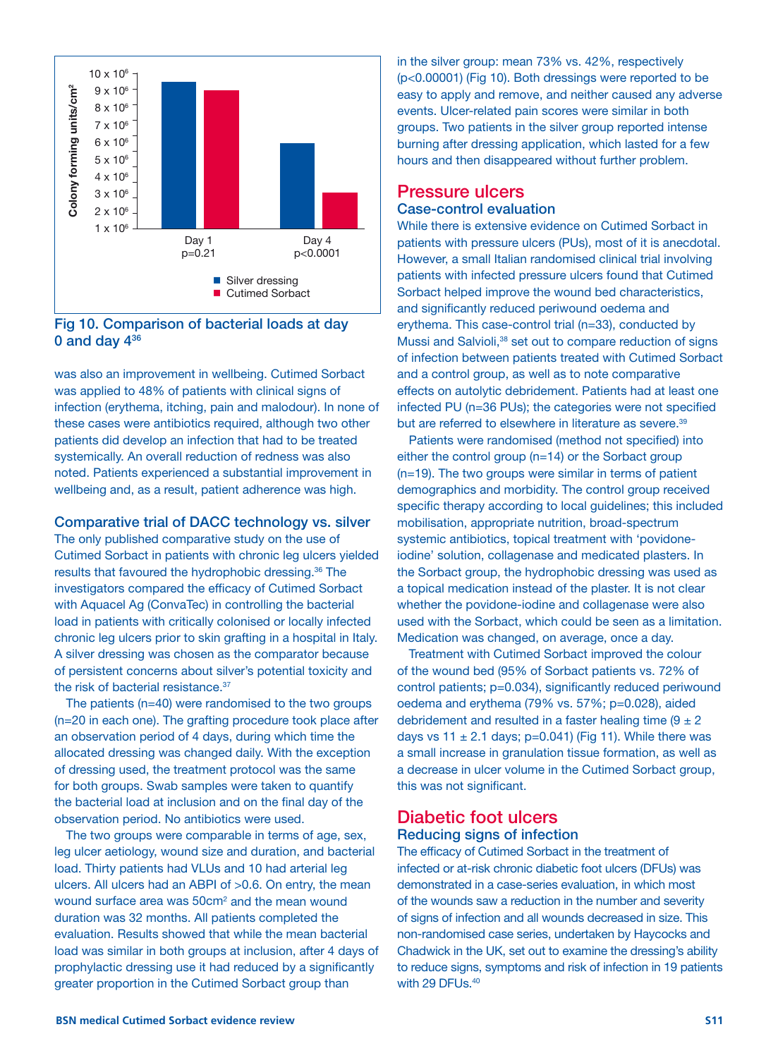Fig 10. Comparison of bacterial loads at day 0 and day 4[36]

was also an improvement in wellbeing. Cutimed Sorbact was applied to 48% of patients with clinical signs of infection (erythema, itching, pain and malodour). In none of these cases were antibiotics required, although two other patients did develop an infection that had to be treated systemically. An overall reduction of redness was also noted. Patients experienced a substantial improvement in wellbeing and, as a result, patient adherence was high.

### Comparative trial of DACC technology vs. silver

The only published comparative study on the use of Cutimed Sorbact in patients with chronic leg ulcers yielded results that favoured the hydrophobic dressing.[36] The investigators compared the efficacy of Cutimed Sorbact with Aquacel Ag (ConvaTec) in controlling the bacterial load in patients with critically colonised or locally infected chronic leg ulcers prior to skin grafting in a hospital in Italy. A silver dressing was chosen as the comparator because of persistent concerns about silver's potential toxicity and the risk of bacterial resistance.[37]

The patients (n=40) were randomised to the two groups (n=20 in each one). The grafting procedure took place after an observation period of 4 days, during which time the allocated dressing was changed daily. With the exception of dressing used, the treatment protocol was the same for both groups. Swab samples were taken to quantify the bacterial load at inclusion and on the final day of the observation period. No antibiotics were used.

The two groups were comparable in terms of age, sex, leg ulcer aetiology, wound size and duration, and bacterial load. Thirty patients had VLUs and 10 had arterial leg ulcers. All ulcers had an ABPI of >0.6. On entry, the mean wound surface area was 50cm$^2$ and the mean wound duration was 32 months. All patients completed the evaluation. Results showed that while the mean bacterial load was similar in both groups at inclusion, after 4 days of prophylactic dressing use it had reduced by a significantly greater proportion in the Cutimed Sorbact group than in the silver group: mean 73% vs. 42%, respectively ($p<0.00001$) (Fig 10). Both dressings were reported to be easy to apply and remove, and neither caused any adverse events. Ulcer-related pain scores were similar in both groups. Two patients in the silver group reported intense burning after dressing application, which lasted for a few hours and then disappeared without further problem.

## Pressure ulcers

### Case-control evaluation

While there is extensive evidence on Cutimed Sorbact in patients with pressure ulcers (PUs), most of it is anecdotal. However, a small Italian randomised clinical trial involving patients with infected pressure ulcers found that Cutimed Sorbact helped improve the wound bed characteristics, and significantly reduced periwound oedema and erythema. This case-control trial (n=33), conducted by Mussi and Salvioli,[38] set out to compare reduction of signs of infection between patients treated with Cutimed Sorbact and a control group, as well as to note comparative effects on autolytic debridement. Patients had at least one infected PU (n=36 PUs); the categories were not specified but are referred to elsewhere in literature as severe.[39]

Patients were randomised (method not specified) into either the control group (n=14) or the Sorbact group (n=19). The two groups were similar in terms of patient demographics and morbidity. The control group received specific therapy according to local guidelines; this included mobilisation, appropriate nutrition, broad-spectrum systemic antibiotics, topical treatment with 'povidone-iodine' solution, collagenase and medicated plasters. In the Sorbact group, the hydrophobic dressing was used as a topical medication instead of the plaster. It is not clear whether the povidone-iodine and collagenase were also used with the Sorbact, which could be seen as a limitation. Medication was changed, on average, once a day.

Treatment with Cutimed Sorbact improved the colour of the wound bed (95% of Sorbact patients vs. 72% of control patients; $p=0.034$), significantly reduced periwound oedema and erythema (79% vs. 57%; $p=0.028$), aided debridement and resulted in a faster healing time ($9 \pm 2$ days vs $11 \pm 2.1$ days; $p=0.041$) (Fig 11). While there was a small increase in granulation tissue formation, as well as a decrease in ulcer volume in the Cutimed Sorbact group, this was not significant.

## Diabetic foot ulcers

### Reducing signs of infection

The efficacy of Cutimed Sorbact in the treatment of infected or at-risk chronic diabetic foot ulcers (DFUs) was demonstrated in a case-series evaluation, in which most of the wounds saw a reduction in the number and severity of signs of infection and all wounds decreased in size. This non-randomised case series, undertaken by Haycocks and Chadwick in the UK, set out to examine the dressing's ability to reduce signs, symptoms and risk of infection in 19 patients with 29 DFUs.[40]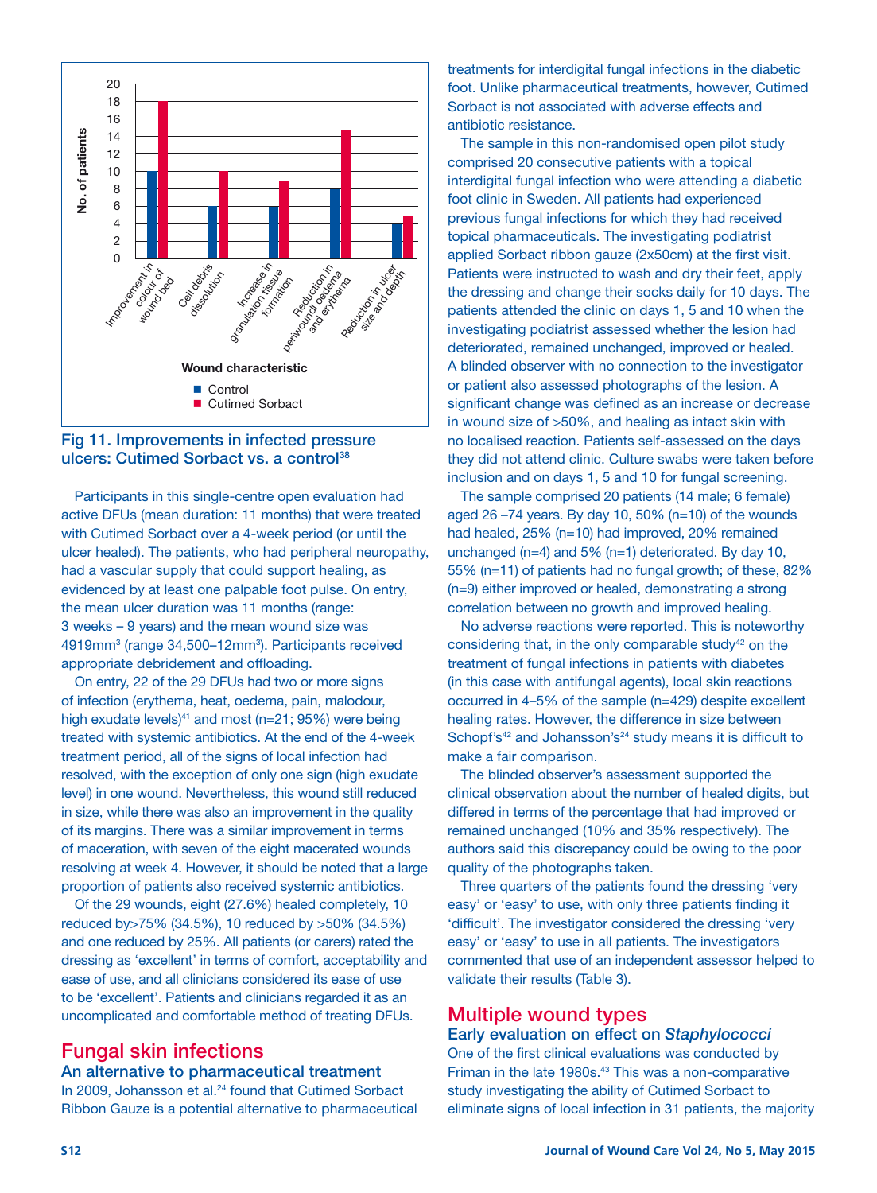Fig 11. Improvements in infected pressure ulcers: Cutimed Sorbact vs. a control[38]

Participants in this single-centre open evaluation had active DFUs (mean duration: 11 months) that were treated with Cutimed Sorbact over a 4-week period (or until the ulcer healed). The patients, who had peripheral neuropathy, had a vascular supply that could support healing, as evidenced by at least one palpable foot pulse. On entry, the mean ulcer duration was 11 months (range: 3 weeks – 9 years) and the mean wound size was 4919mm$^3$ (range 34,500–12mm$^3$). Participants received appropriate debridement and offloading.

On entry, 22 of the 29 DFUs had two or more signs of infection (erythema, heat, oedema, pain, malodour, high exudate levels)[41] and most (n=21; 95%) were being treated with systemic antibiotics. At the end of the 4-week treatment period, all of the signs of local infection had resolved, with the exception of only one sign (high exudate level) in one wound. Nevertheless, this wound still reduced in size, while there was also an improvement in the quality of its margins. There was a similar improvement in terms of maceration, with seven of the eight macerated wounds resolving at week 4. However, it should be noted that a large proportion of patients also received systemic antibiotics.

Of the 29 wounds, eight (27.6%) healed completely, 10 reduced by>75% (34.5%), 10 reduced by >50% (34.5%) and one reduced by 25%. All patients (or carers) rated the dressing as 'excellent' in terms of comfort, acceptability and ease of use, and all clinicians considered its ease of use to be 'excellent'. Patients and clinicians regarded it as an uncomplicated and comfortable method of treating DFUs.

## Fungal skin infections

### An alternative to pharmaceutical treatment

In 2009, Johansson et al.[24] found that Cutimed Sorbact Ribbon Gauze is a potential alternative to pharmaceutical treatments for interdigital fungal infections in the diabetic foot. Unlike pharmaceutical treatments, however, Cutimed Sorbact is not associated with adverse effects and antibiotic resistance.

The sample in this non-randomised open pilot study comprised 20 consecutive patients with a topical interdigital fungal infection who were attending a diabetic foot clinic in Sweden. All patients had experienced previous fungal infections for which they had received topical pharmaceuticals. The investigating podiatrist applied Sorbact ribbon gauze (2x50cm) at the first visit. Patients were instructed to wash and dry their feet, apply the dressing and change their socks daily for 10 days. The patients attended the clinic on days 1, 5 and 10 when the investigating podiatrist assessed whether the lesion had deteriorated, remained unchanged, improved or healed. A blinded observer with no connection to the investigator or patient also assessed photographs of the lesion. A significant change was defined as an increase or decrease in wound size of >50%, and healing as intact skin with no localised reaction. Patients self-assessed on the days they did not attend clinic. Culture swabs were taken before inclusion and on days 1, 5 and 10 for fungal screening.

The sample comprised 20 patients (14 male; 6 female) aged 26 –74 years. By day 10, 50% (n=10) of the wounds had healed, 25% (n=10) had improved, 20% remained unchanged (n=4) and 5% (n=1) deteriorated. By day 10, 55% (n=11) of patients had no fungal growth; of these, 82% (n=9) either improved or healed, demonstrating a strong correlation between no growth and improved healing.

No adverse reactions were reported. This is noteworthy considering that, in the only comparable study[42] on the treatment of fungal infections in patients with diabetes (in this case with antifungal agents), local skin reactions occurred in 4–5% of the sample (n=429) despite excellent healing rates. However, the difference in size between Schopf's[42] and Johansson's[24] study means it is difficult to make a fair comparison.

The blinded observer's assessment supported the clinical observation about the number of healed digits, but differed in terms of the percentage that had improved or remained unchanged (10% and 35% respectively). The authors said this discrepancy could be owing to the poor quality of the photographs taken.

Three quarters of the patients found the dressing 'very easy' or 'easy' to use, with only three patients finding it 'difficult'. The investigator considered the dressing 'very easy' or 'easy' to use in all patients. The investigators commented that use of an independent assessor helped to validate their results (Table 3).

## Multiple wound types

### Early evaluation on effect on *Staphylococci*

One of the first clinical evaluations was conducted by Friman in the late 1980s.[43] This was a non-comparative study investigating the ability of Cutimed Sorbact to eliminate signs of local infection in 31 patients, the majority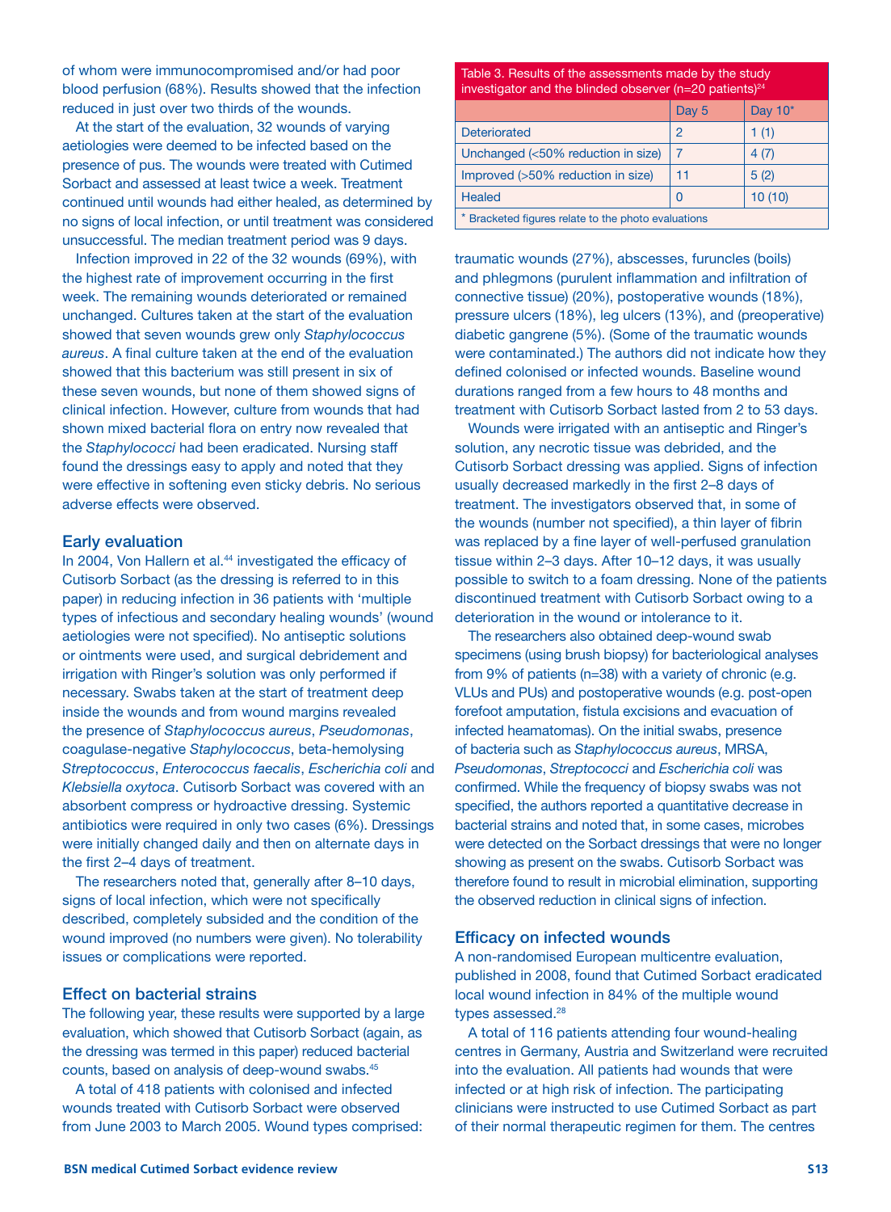of whom were immunocompromised and/or had poor blood perfusion (68%). Results showed that the infection reduced in just over two thirds of the wounds.

At the start of the evaluation, 32 wounds of varying aetiologies were deemed to be infected based on the presence of pus. The wounds were treated with Cutimed Sorbact and assessed at least twice a week. Treatment continued until wounds had either healed, as determined by no signs of local infection, or until treatment was considered unsuccessful. The median treatment period was 9 days.

Infection improved in 22 of the 32 wounds (69%), with the highest rate of improvement occurring in the first week. The remaining wounds deteriorated or remained unchanged. Cultures taken at the start of the evaluation showed that seven wounds grew only *Staphylococcus aureus*. A final culture taken at the end of the evaluation showed that this bacterium was still present in six of these seven wounds, but none of them showed signs of clinical infection. However, culture from wounds that had shown mixed bacterial flora on entry now revealed that the *Staphylococci* had been eradicated. Nursing staff found the dressings easy to apply and noted that they were effective in softening even sticky debris. No serious adverse effects were observed.

### Early evaluation

In 2004, Von Hallern et al.[44] investigated the efficacy of Cutisorb Sorbact (as the dressing is referred to in this paper) in reducing infection in 36 patients with 'multiple types of infectious and secondary healing wounds' (wound aetiologies were not specified). No antiseptic solutions or ointments were used, and surgical debridement and irrigation with Ringer's solution was only performed if necessary. Swabs taken at the start of treatment deep inside the wounds and from wound margins revealed the presence of *Staphylococcus aureus*, *Pseudomonas*, coagulase-negative *Staphylococcus*, beta-hemolysing *Streptococcus*, *Enterococcus faecalis*, *Escherichia coli* and *Klebsiella oxytoca*. Cutisorb Sorbact was covered with an absorbent compress or hydroactive dressing. Systemic antibiotics were required in only two cases (6%). Dressings were initially changed daily and then on alternate days in the first 2–4 days of treatment.

The researchers noted that, generally after 8–10 days, signs of local infection, which were not specifically described, completely subsided and the condition of the wound improved (no numbers were given). No tolerability issues or complications were reported.

### Effect on bacterial strains

The following year, these results were supported by a large evaluation, which showed that Cutisorb Sorbact (again, as the dressing was termed in this paper) reduced bacterial counts, based on analysis of deep-wound swabs.[45]

A total of 418 patients with colonised and infected wounds treated with Cutisorb Sorbact were observed from June 2003 to March 2005. Wound types comprised: traumatic wounds (27%), abscesses, furuncles (boils) and phlegmons (purulent inflammation and infiltration of connective tissue) (20%), postoperative wounds (18%), pressure ulcers (18%), leg ulcers (13%), and (preoperative) diabetic gangrene (5%). (Some of the traumatic wounds were contaminated.) The authors did not indicate how they defined colonised or infected wounds. Baseline wound durations ranged from a few hours to 48 months and treatment with Cutisorb Sorbact lasted from 2 to 53 days.

Table 3. Results of the assessments made by the study investigator and the blinded observer (n=20 patients)[24]

| | Day 5 | Day 10* |
|---|---|---|
| Deteriorated | 2 | 1 (1) |
| Unchanged (<50% reduction in size) | 7 | 4 (7) |
| Improved (>50% reduction in size) | 11 | 5 (2) |
| Healed | 0 | 10 (10) |

\* Bracketed figures relate to the photo evaluations

Wounds were irrigated with an antiseptic and Ringer's solution, any necrotic tissue was debrided, and the Cutisorb Sorbact dressing was applied. Signs of infection usually decreased markedly in the first 2–8 days of treatment. The investigators observed that, in some of the wounds (number not specified), a thin layer of fibrin was replaced by a fine layer of well-perfused granulation tissue within 2–3 days. After 10–12 days, it was usually possible to switch to a foam dressing. None of the patients discontinued treatment with Cutisorb Sorbact owing to a deterioration in the wound or intolerance to it.

The researchers also obtained deep-wound swab specimens (using brush biopsy) for bacteriological analyses from 9% of patients (n=38) with a variety of chronic (e.g. VLUs and PUs) and postoperative wounds (e.g. post-open forefoot amputation, fistula excisions and evacuation of infected heamatomas). On the initial swabs, presence of bacteria such as *Staphylococcus aureus*, MRSA, *Pseudomonas*, *Streptococci* and *Escherichia coli* was confirmed. While the frequency of biopsy swabs was not specified, the authors reported a quantitative decrease in bacterial strains and noted that, in some cases, microbes were detected on the Sorbact dressings that were no longer showing as present on the swabs. Cutisorb Sorbact was therefore found to result in microbial elimination, supporting the observed reduction in clinical signs of infection.

### Efficacy on infected wounds

A non-randomised European multicentre evaluation, published in 2008, found that Cutimed Sorbact eradicated local wound infection in 84% of the multiple wound types assessed.[28]

A total of 116 patients attending four wound-healing centres in Germany, Austria and Switzerland were recruited into the evaluation. All patients had wounds that were infected or at high risk of infection. The participating clinicians were instructed to use Cutimed Sorbact as part of their normal therapeutic regimen for them. The centres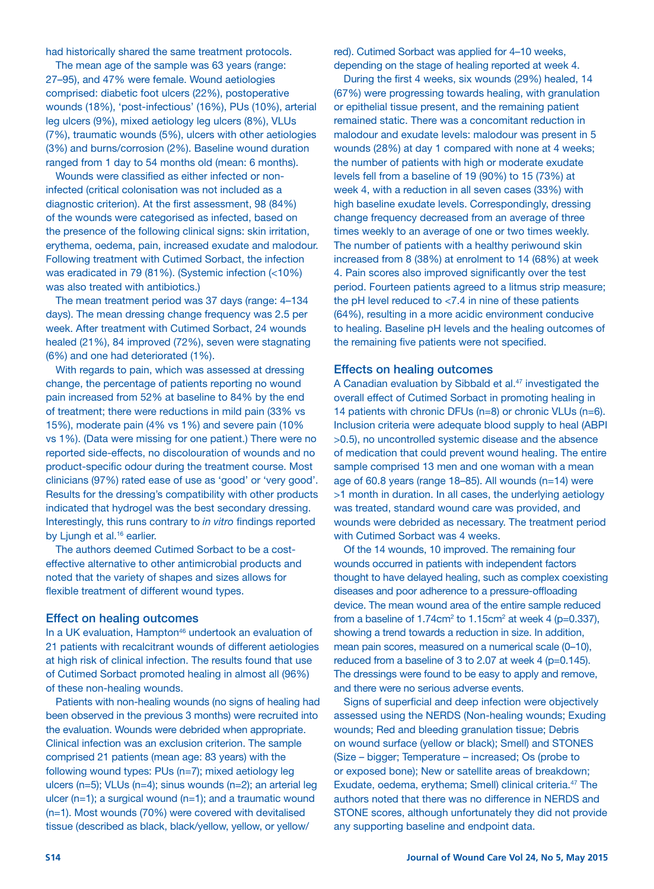had historically shared the same treatment protocols.

The mean age of the sample was 63 years (range: 27–95), and 47% were female. Wound aetiologies comprised: diabetic foot ulcers (22%), postoperative wounds (18%), 'post-infectious' (16%), PUs (10%), arterial leg ulcers (9%), mixed aetiology leg ulcers (8%), VLUs (7%), traumatic wounds (5%), ulcers with other aetiologies (3%) and burns/corrosion (2%). Baseline wound duration ranged from 1 day to 54 months old (mean: 6 months).

Wounds were classified as either infected or non-infected (critical colonisation was not included as a diagnostic criterion). At the first assessment, 98 (84%) of the wounds were categorised as infected, based on the presence of the following clinical signs: skin irritation, erythema, oedema, pain, increased exudate and malodour. Following treatment with Cutimed Sorbact, the infection was eradicated in 79 (81%). (Systemic infection (<10%) was also treated with antibiotics.)

The mean treatment period was 37 days (range: 4–134 days). The mean dressing change frequency was 2.5 per week. After treatment with Cutimed Sorbact, 24 wounds healed (21%), 84 improved (72%), seven were stagnating (6%) and one had deteriorated (1%).

With regards to pain, which was assessed at dressing change, the percentage of patients reporting no wound pain increased from 52% at baseline to 84% by the end of treatment; there were reductions in mild pain (33% vs 15%), moderate pain (4% vs 1%) and severe pain (10% vs 1%). (Data were missing for one patient.) There were no reported side-effects, no discolouration of wounds and no product-specific odour during the treatment course. Most clinicians (97%) rated ease of use as 'good' or 'very good'. Results for the dressing's compatibility with other products indicated that hydrogel was the best secondary dressing. Interestingly, this runs contrary to *in vitro* findings reported by Ljungh et al.[16] earlier.

The authors deemed Cutimed Sorbact to be a cost-effective alternative to other antimicrobial products and noted that the variety of shapes and sizes allows for flexible treatment of different wound types.

### Effect on healing outcomes

In a UK evaluation, Hampton[46] undertook an evaluation of 21 patients with recalcitrant wounds of different aetiologies at high risk of clinical infection. The results found that use of Cutimed Sorbact promoted healing in almost all (96%) of these non-healing wounds.

Patients with non-healing wounds (no signs of healing had been observed in the previous 3 months) were recruited into the evaluation. Wounds were debrided when appropriate. Clinical infection was an exclusion criterion. The sample comprised 21 patients (mean age: 83 years) with the following wound types: PUs (n=7); mixed aetiology leg ulcers (n=5); VLUs (n=4); sinus wounds (n=2); an arterial leg ulcer (n=1); a surgical wound (n=1); and a traumatic wound (n=1). Most wounds (70%) were covered with devitalised tissue (described as black, black/yellow, yellow, or yellow/red). Cutimed Sorbact was applied for 4–10 weeks, depending on the stage of healing reported at week 4.

During the first 4 weeks, six wounds (29%) healed, 14 (67%) were progressing towards healing, with granulation or epithelial tissue present, and the remaining patient remained static. There was a concomitant reduction in malodour and exudate levels: malodour was present in 5 wounds (28%) at day 1 compared with none at 4 weeks; the number of patients with high or moderate exudate levels fell from a baseline of 19 (90%) to 15 (73%) at week 4, with a reduction in all seven cases (33%) with high baseline exudate levels. Correspondingly, dressing change frequency decreased from an average of three times weekly to an average of one or two times weekly. The number of patients with a healthy periwound skin increased from 8 (38%) at enrolment to 14 (68%) at week 4. Pain scores also improved significantly over the test period. Fourteen patients agreed to a litmus strip measure; the pH level reduced to <7.4 in nine of these patients (64%), resulting in a more acidic environment conducive to healing. Baseline pH levels and the healing outcomes of the remaining five patients were not specified.

### Effects on healing outcomes

A Canadian evaluation by Sibbald et al.[47] investigated the overall effect of Cutimed Sorbact in promoting healing in 14 patients with chronic DFUs (n=8) or chronic VLUs (n=6). Inclusion criteria were adequate blood supply to heal (ABPI >0.5), no uncontrolled systemic disease and the absence of medication that could prevent wound healing. The entire sample comprised 13 men and one woman with a mean age of 60.8 years (range 18–85). All wounds (n=14) were >1 month in duration. In all cases, the underlying aetiology was treated, standard wound care was provided, and wounds were debrided as necessary. The treatment period with Cutimed Sorbact was 4 weeks.

Of the 14 wounds, 10 improved. The remaining four wounds occurred in patients with independent factors thought to have delayed healing, such as complex coexisting diseases and poor adherence to a pressure-offloading device. The mean wound area of the entire sample reduced from a baseline of 1.74cm$^2$ to 1.15cm$^2$ at week 4 ($p$=0.337), showing a trend towards a reduction in size. In addition, mean pain scores, measured on a numerical scale (0–10), reduced from a baseline of 3 to 2.07 at week 4 ($p$=0.145). The dressings were found to be easy to apply and remove, and there were no serious adverse events.

Signs of superficial and deep infection were objectively assessed using the NERDS (Non-healing wounds; Exuding wounds; Red and bleeding granulation tissue; Debris on wound surface (yellow or black); Smell) and STONES (Size – bigger; Temperature – increased; Os (probe to or exposed bone); New or satellite areas of breakdown; Exudate, oedema, erythema; Smell) clinical criteria.[47] The authors noted that there was no difference in NERDS and STONE scores, although unfortunately they did not provide any supporting baseline and endpoint data.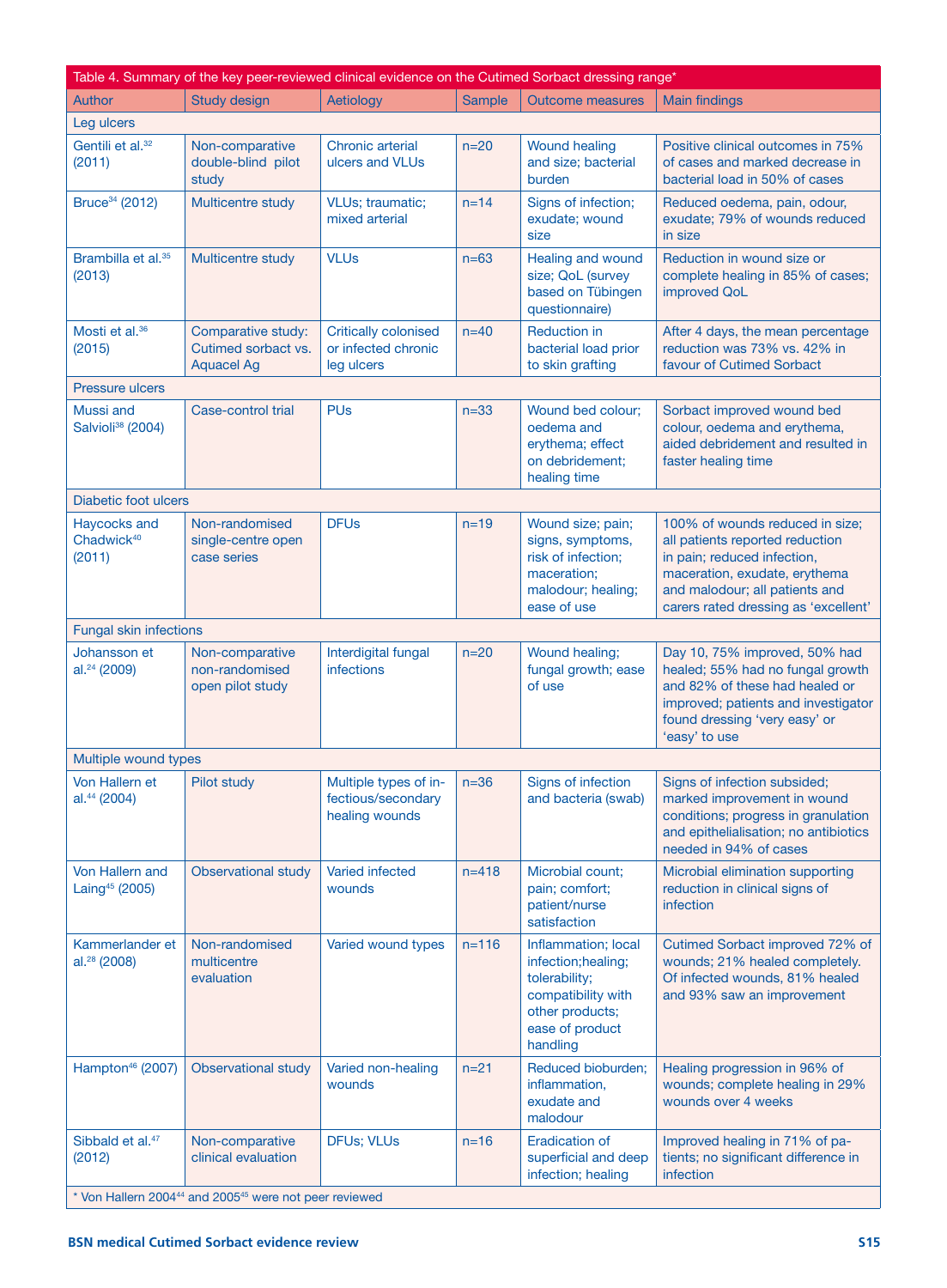Table 4. Summary of the key peer-reviewed clinical evidence on the Cutimed Sorbact dressing range*

| Author | Study design | Aetiology | Sample | Outcome measures | Main findings |
|---|---|---|---|---|---|
| **Leg ulcers** | | | | | |
| Gentili et al.[32] (2011) | Non-comparative double-blind pilot study | Chronic arterial ulcers and VLUs | n=20 | Wound healing and size; bacterial burden | Positive clinical outcomes in 75% of cases and marked decrease in bacterial load in 50% of cases |
| Bruce[34] (2012) | Multicentre study | VLUs; traumatic; mixed arterial | n=14 | Signs of infection; exudate; wound size | Reduced oedema, pain, odour, exudate; 79% of wounds reduced in size |
| Brambilla et al.[35] (2013) | Multicentre study | VLUs | n=63 | Healing and wound size; QoL (survey based on Tübingen questionnaire) | Reduction in wound size or complete healing in 85% of cases; improved QoL |
| Mosti et al.[36] (2015) | Comparative study: Cutimed sorbact vs. Aquacel Ag | Critically colonised or infected chronic leg ulcers | n=40 | Reduction in bacterial load prior to skin grafting | After 4 days, the mean percentage reduction was 73% vs. 42% in favour of Cutimed Sorbact |
| **Pressure ulcers** | | | | | |
| Mussi and Salvioli[38] (2004) | Case-control trial | PUs | n=33 | Wound bed colour; oedema and erythema; effect on debridement; healing time | Sorbact improved wound bed colour, oedema and erythema, aided debridement and resulted in faster healing time |
| **Diabetic foot ulcers** | | | | | |
| Haycocks and Chadwick[40] (2011) | Non-randomised single-centre open case series | DFUs | n=19 | Wound size; pain; signs, symptoms, risk of infection; maceration; malodour; healing; ease of use | 100% of wounds reduced in size; all patients reported reduction in pain; reduced infection, maceration, exudate, erythema and malodour; all patients and carers rated dressing as 'excellent' |
| **Fungal skin infections** | | | | | |
| Johansson et al.[24] (2009) | Non-comparative non-randomised open pilot study | Interdigital fungal infections | n=20 | Wound healing; fungal growth; ease of use | Day 10, 75% improved, 50% had healed; 55% had no fungal growth and 82% of these had healed or improved; patients and investigator found dressing 'very easy' or 'easy' to use |
| **Multiple wound types** | | | | | |
| Von Hallern et al.[44] (2004) | Pilot study | Multiple types of infectious/secondary healing wounds | n=36 | Signs of infection and bacteria (swab) | Signs of infection subsided; marked improvement in wound conditions; progress in granulation and epithelialisation; no antibiotics needed in 94% of cases |
| Von Hallern and Laing[45] (2005) | Observational study | Varied infected wounds | n=418 | Microbial count; pain; comfort; patient/nurse satisfaction | Microbial elimination supporting reduction in clinical signs of infection |
| Kammerlander et al.[28] (2008) | Non-randomised multicentre evaluation | Varied wound types | n=116 | Inflammation; local infection;healing; tolerability; compatibility with other products; ease of product handling | Cutimed Sorbact improved 72% of wounds; 21% healed completely. Of infected wounds, 81% healed and 93% saw an improvement |
| Hampton[46] (2007) | Observational study | Varied non-healing wounds | n=21 | Reduced bioburden; inflammation, exudate and malodour | Healing progression in 96% of wounds; complete healing in 29% wounds over 4 weeks |
| Sibbald et al.[47] (2012) | Non-comparative clinical evaluation | DFUs; VLUs | n=16 | Eradication of superficial and deep infection; healing | Improved healing in 71% of patients; no significant difference in infection |

* Von Hallern 2004[44] and 2005[45] were not peer reviewed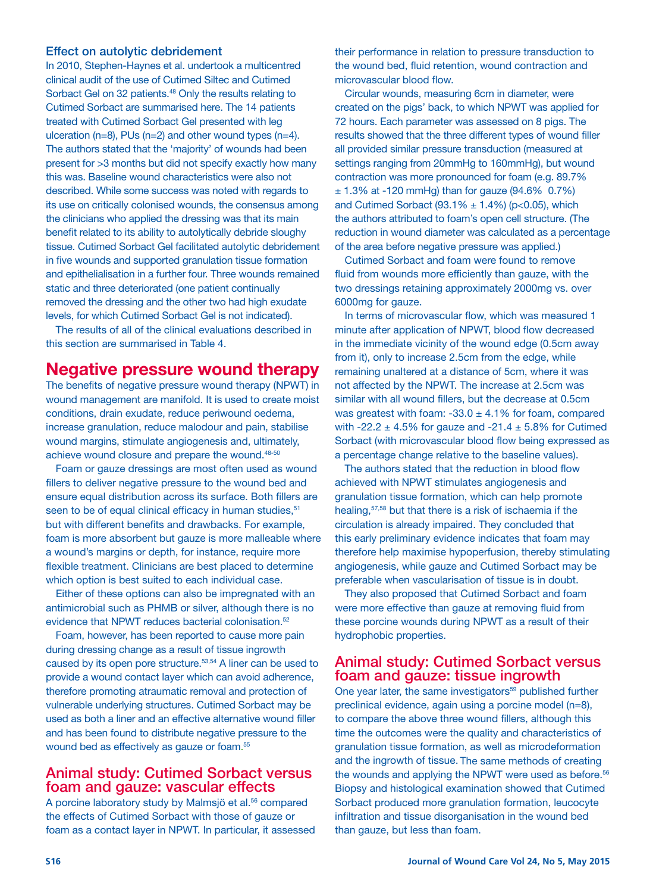### Effect on autolytic debridement

In 2010, Stephen-Haynes et al. undertook a multicentred clinical audit of the use of Cutimed Siltec and Cutimed Sorbact Gel on 32 patients.[48] Only the results relating to Cutimed Sorbact are summarised here. The 14 patients treated with Cutimed Sorbact Gel presented with leg ulceration (n=8), PUs (n=2) and other wound types (n=4). The authors stated that the 'majority' of wounds had been present for >3 months but did not specify exactly how many this was. Baseline wound characteristics were also not described. While some success was noted with regards to its use on critically colonised wounds, the consensus among the clinicians who applied the dressing was that its main benefit related to its ability to autolytically debride sloughy tissue. Cutimed Sorbact Gel facilitated autolytic debridement in five wounds and supported granulation tissue formation and epithelialisation in a further four. Three wounds remained static and three deteriorated (one patient continually removed the dressing and the other two had high exudate levels, for which Cutimed Sorbact Gel is not indicated).

The results of all of the clinical evaluations described in this section are summarised in Table 4.

## Negative pressure wound therapy

The benefits of negative pressure wound therapy (NPWT) in wound management are manifold. It is used to create moist conditions, drain exudate, reduce periwound oedema, increase granulation, reduce malodour and pain, stabilise wound margins, stimulate angiogenesis and, ultimately, achieve wound closure and prepare the wound.[48-50]

Foam or gauze dressings are most often used as wound fillers to deliver negative pressure to the wound bed and ensure equal distribution across its surface. Both fillers are seen to be of equal clinical efficacy in human studies,[51] but with different benefits and drawbacks. For example, foam is more absorbent but gauze is more malleable where a wound's margins or depth, for instance, require more flexible treatment. Clinicians are best placed to determine which option is best suited to each individual case.

Either of these options can also be impregnated with an antimicrobial such as PHMB or silver, although there is no evidence that NPWT reduces bacterial colonisation.[52]

Foam, however, has been reported to cause more pain during dressing change as a result of tissue ingrowth caused by its open pore structure.[53,54] A liner can be used to provide a wound contact layer which can avoid adherence, therefore promoting atraumatic removal and protection of vulnerable underlying structures. Cutimed Sorbact may be used as both a liner and an effective alternative wound filler and has been found to distribute negative pressure to the wound bed as effectively as gauze or foam.[55]

### Animal study: Cutimed Sorbact versus foam and gauze: vascular effects

A porcine laboratory study by Malmsjö et al.[56] compared the effects of Cutimed Sorbact with those of gauze or foam as a contact layer in NPWT. In particular, it assessed their performance in relation to pressure transduction to the wound bed, fluid retention, wound contraction and microvascular blood flow.

Circular wounds, measuring 6cm in diameter, were created on the pigs' back, to which NPWT was applied for 72 hours. Each parameter was assessed on 8 pigs. The results showed that the three different types of wound filler all provided similar pressure transduction (measured at settings ranging from 20mmHg to 160mmHg), but wound contraction was more pronounced for foam (e.g. 89.7% ± 1.3% at -120 mmHg) than for gauze (94.6% 0.7%) and Cutimed Sorbact (93.1% ± 1.4%) ($p<0.05$), which the authors attributed to foam's open cell structure. (The reduction in wound diameter was calculated as a percentage of the area before negative pressure was applied.)

Cutimed Sorbact and foam were found to remove fluid from wounds more efficiently than gauze, with the two dressings retaining approximately 2000mg vs. over 6000mg for gauze.

In terms of microvascular flow, which was measured 1 minute after application of NPWT, blood flow decreased in the immediate vicinity of the wound edge (0.5cm away from it), only to increase 2.5cm from the edge, while remaining unaltered at a distance of 5cm, where it was not affected by the NPWT. The increase at 2.5cm was similar with all wound fillers, but the decrease at 0.5cm was greatest with foam: -33.0 ± 4.1% for foam, compared with -22.2 ± 4.5% for gauze and -21.4 ± 5.8% for Cutimed Sorbact (with microvascular blood flow being expressed as a percentage change relative to the baseline values).

The authors stated that the reduction in blood flow achieved with NPWT stimulates angiogenesis and granulation tissue formation, which can help promote healing,[57,58] but that there is a risk of ischaemia if the circulation is already impaired. They concluded that this early preliminary evidence indicates that foam may therefore help maximise hypoperfusion, thereby stimulating angiogenesis, while gauze and Cutimed Sorbact may be preferable when vascularisation of tissue is in doubt.

They also proposed that Cutimed Sorbact and foam were more effective than gauze at removing fluid from these porcine wounds during NPWT as a result of their hydrophobic properties.

### Animal study: Cutimed Sorbact versus foam and gauze: tissue ingrowth

One year later, the same investigators[59] published further preclinical evidence, again using a porcine model (n=8), to compare the above three wound fillers, although this time the outcomes were the quality and characteristics of granulation tissue formation, as well as microdeformation and the ingrowth of tissue. The same methods of creating the wounds and applying the NPWT were used as before.[56] Biopsy and histological examination showed that Cutimed Sorbact produced more granulation formation, leucocyte infiltration and tissue disorganisation in the wound bed than gauze, but less than foam.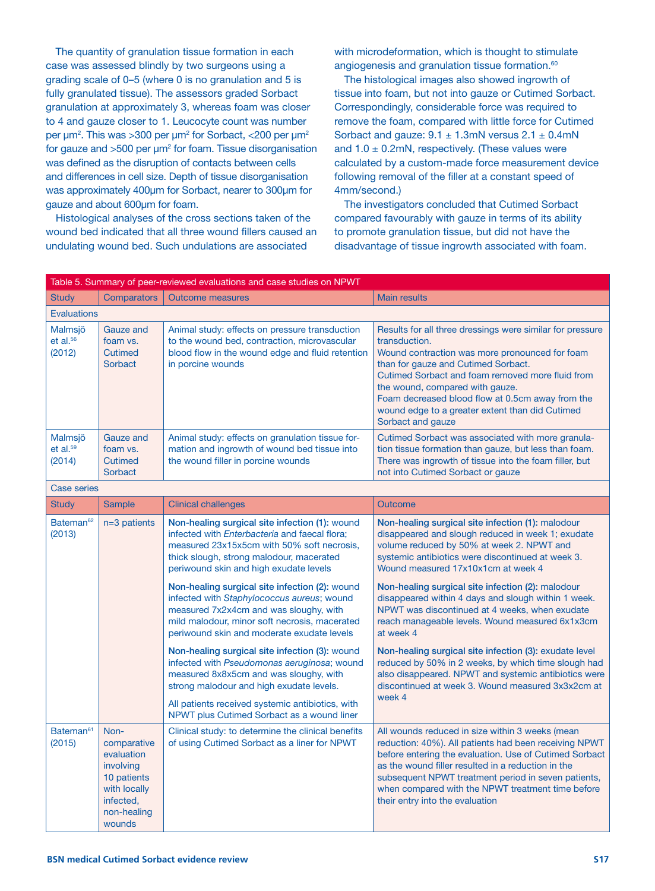The quantity of granulation tissue formation in each case was assessed blindly by two surgeons using a grading scale of 0–5 (where 0 is no granulation and 5 is fully granulated tissue). The assessors graded Sorbact granulation at approximately 3, whereas foam was closer to 4 and gauze closer to 1. Leucocyte count was number per $\mu m^2$. This was >300 per $\mu m^2$ for Sorbact, <200 per $\mu m^2$ for gauze and >500 per $\mu m^2$ for foam. Tissue disorganisation was defined as the disruption of contacts between cells and differences in cell size. Depth of tissue disorganisation was approximately 400µm for Sorbact, nearer to 300µm for gauze and about 600µm for foam.

Histological analyses of the cross sections taken of the wound bed indicated that all three wound fillers caused an undulating wound bed. Such undulations are associated with microdeformation, which is thought to stimulate angiogenesis and granulation tissue formation.[60]

The histological images also showed ingrowth of tissue into foam, but not into gauze or Cutimed Sorbact. Correspondingly, considerable force was required to remove the foam, compared with little force for Cutimed Sorbact and gauze: 9.1 ± 1.3mN versus 2.1 ± 0.4mN and 1.0 ± 0.2mN, respectively. (These values were calculated by a custom-made force measurement device following removal of the filler at a constant speed of 4mm/second.)

The investigators concluded that Cutimed Sorbact compared favourably with gauze in terms of its ability to promote granulation tissue, but did not have the disadvantage of tissue ingrowth associated with foam.

Table 5. Summary of peer-reviewed evaluations and case studies on NPWT

| Study | Comparators | Outcome measures | Main results |
|---|---|---|---|
| **Evaluations** | | | |
| Malmsjö et al.[56] (2012) | Gauze and foam vs. Cutimed Sorbact | Animal study: effects on pressure transduction to the wound bed, contraction, microvascular blood flow in the wound edge and fluid retention in porcine wounds | Results for all three dressings were similar for pressure transduction.<br>Wound contraction was more pronounced for foam than for gauze and Cutimed Sorbact.<br>Cutimed Sorbact and foam removed more fluid from the wound, compared with gauze.<br>Foam decreased blood flow at 0.5cm away from the wound edge to a greater extent than did Cutimed Sorbact and gauze |
| Malmsjö et al.[59] (2014) | Gauze and foam vs. Cutimed Sorbact | Animal study: effects on granulation tissue formation and ingrowth of wound bed tissue into the wound filler in porcine wounds | Cutimed Sorbact was associated with more granulation tissue formation than gauze, but less than foam. There was ingrowth of tissue into the foam filler, but not into Cutimed Sorbact or gauze |
| **Case series** | | | |
| **Study** | **Sample** | **Clinical challenges** | **Outcome** |
| Bateman[62] (2013) | n=3 patients | **Non-healing surgical site infection (1):** wound infected with *Enterbacteria* and faecal flora; measured 23x15x5cm with 50% soft necrosis, thick slough, strong malodour, macerated periwound skin and high exudate levels<br><br>**Non-healing surgical site infection (2):** wound infected with *Staphylococcus aureus*; wound measured 7x2x4cm and was sloughy, with mild malodour, minor soft necrosis, macerated periwound skin and moderate exudate levels<br><br>**Non-healing surgical site infection (3):** wound infected with *Pseudomonas aeruginosa*; wound measured 8x8x5cm and was sloughy, with strong malodour and high exudate levels.<br><br>All patients received systemic antibiotics, with NPWT plus Cutimed Sorbact as a wound liner | **Non-healing surgical site infection (1):** malodour disappeared and slough reduced in week 1; exudate volume reduced by 50% at week 2. NPWT and systemic antibiotics were discontinued at week 3. Wound measured 17x10x1cm at week 4<br><br>**Non-healing surgical site infection (2):** malodour disappeared within 4 days and slough within 1 week. NPWT was discontinued at 4 weeks, when exudate reach manageable levels. Wound measured 6x1x3cm at week 4<br><br>**Non-healing surgical site infection (3):** exudate level reduced by 50% in 2 weeks, by which time slough had also disappeared. NPWT and systemic antibiotics were discontinued at week 3. Wound measured 3x3x2cm at week 4 |
| Bateman[61] (2015) | Non-comparative evaluation involving 10 patients with locally infected, non-healing wounds | Clinical study: to determine the clinical benefits of using Cutimed Sorbact as a liner for NPWT | All wounds reduced in size within 3 weeks (mean reduction: 40%). All patients had been receiving NPWT before entering the evaluation. Use of Cutimed Sorbact as the wound filler resulted in a reduction in the subsequent NPWT treatment period in seven patients, when compared with the NPWT treatment time before their entry into the evaluation |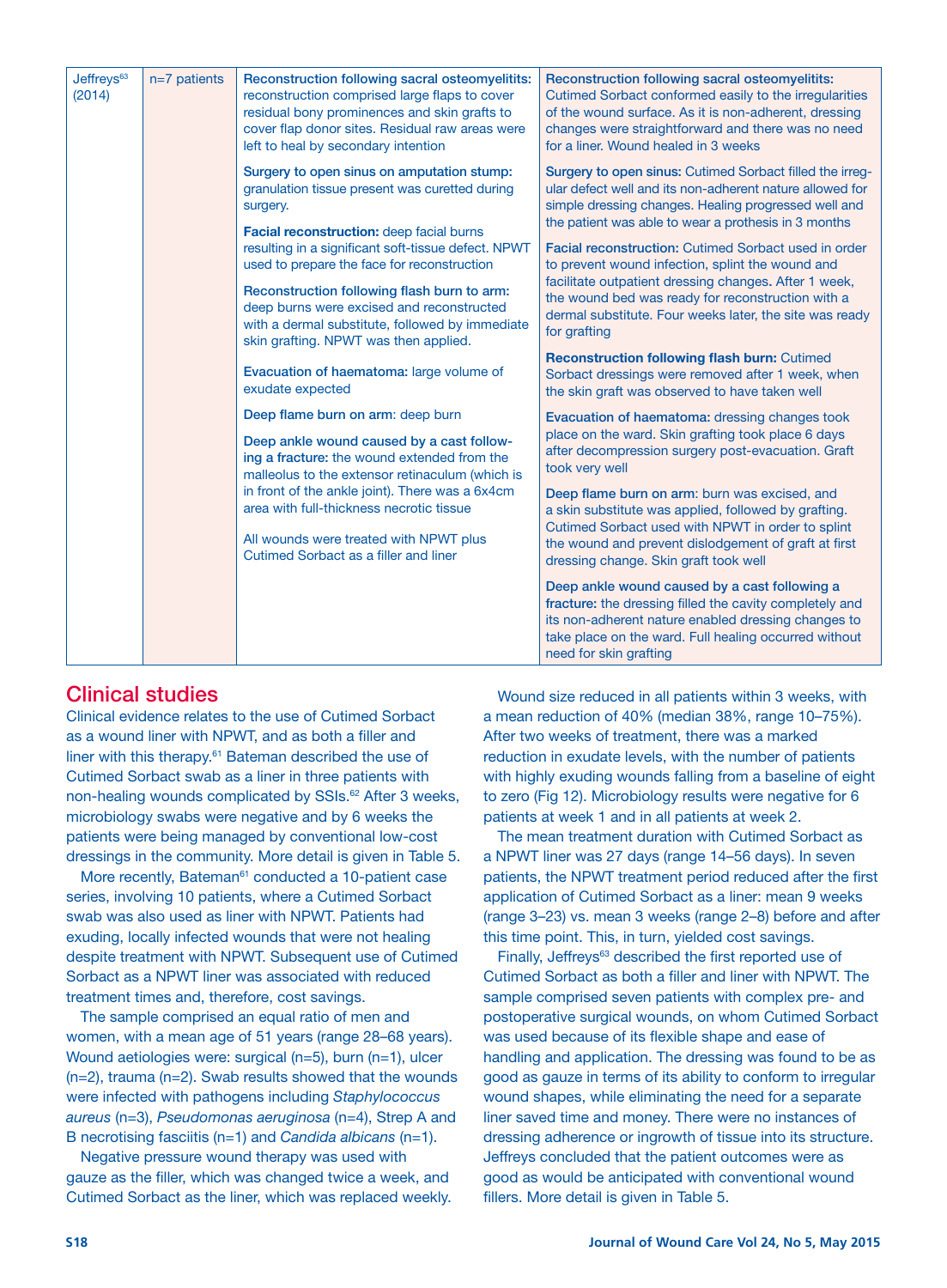| Jeffreys[63] (2014) | n=7 patients | **Reconstruction following sacral osteomyelitits:** reconstruction comprised large flaps to cover residual bony prominences and skin grafts to cover flap donor sites. Residual raw areas were left to heal by secondary intention<br><br>**Surgery to open sinus on amputation stump:** granulation tissue present was curetted during surgery.<br><br>**Facial reconstruction:** deep facial burns resulting in a significant soft-tissue defect. NPWT used to prepare the face for reconstruction<br><br>**Reconstruction following flash burn to arm:** deep burns were excised and reconstructed with a dermal substitute, followed by immediate skin grafting. NPWT was then applied.<br><br>**Evacuation of haematoma:** large volume of exudate expected<br><br>**Deep flame burn on arm**: deep burn<br><br>**Deep ankle wound caused by a cast following a fracture:** the wound extended from the malleolus to the extensor retinaculum (which is in front of the ankle joint). There was a 6x4cm area with full-thickness necrotic tissue<br><br>All wounds were treated with NPWT plus Cutimed Sorbact as a filler and liner | **Reconstruction following sacral osteomyelitits:** Cutimed Sorbact conformed easily to the irregularities of the wound surface. As it is non-adherent, dressing changes were straightforward and there was no need for a liner. Wound healed in 3 weeks<br><br>**Surgery to open sinus:** Cutimed Sorbact filled the irregular defect well and its non-adherent nature allowed for simple dressing changes. Healing progressed well and the patient was able to wear a prothesis in 3 months<br><br>**Facial reconstruction:** Cutimed Sorbact used in order to prevent wound infection, splint the wound and facilitate outpatient dressing changes. After 1 week, the wound bed was ready for reconstruction with a dermal substitute. Four weeks later, the site was ready for grafting<br><br>**Reconstruction following flash burn:** Cutimed Sorbact dressings were removed after 1 week, when the skin graft was observed to have taken well<br><br>**Evacuation of haematoma:** dressing changes took place on the ward. Skin grafting took place 6 days after decompression surgery post-evacuation. Graft took very well<br><br>**Deep flame burn on arm**: burn was excised, and a skin substitute was applied, followed by grafting. Cutimed Sorbact used with NPWT in order to splint the wound and prevent dislodgement of graft at first dressing change. Skin graft took well<br><br>**Deep ankle wound caused by a cast following a fracture:** the dressing filled the cavity completely and its non-adherent nature enabled dressing changes to take place on the ward. Full healing occurred without need for skin grafting |
|---|---|---|---|

## Clinical studies

Clinical evidence relates to the use of Cutimed Sorbact as a wound liner with NPWT, and as both a filler and liner with this therapy.[61] Bateman described the use of Cutimed Sorbact swab as a liner in three patients with non-healing wounds complicated by SSIs.[62] After 3 weeks, microbiology swabs were negative and by 6 weeks the patients were being managed by conventional low-cost dressings in the community. More detail is given in Table 5.

More recently, Bateman[61] conducted a 10-patient case series, involving 10 patients, where a Cutimed Sorbact swab was also used as liner with NPWT. Patients had exuding, locally infected wounds that were not healing despite treatment with NPWT. Subsequent use of Cutimed Sorbact as a NPWT liner was associated with reduced treatment times and, therefore, cost savings.

The sample comprised an equal ratio of men and women, with a mean age of 51 years (range 28–68 years). Wound aetiologies were: surgical (n=5), burn (n=1), ulcer (n=2), trauma (n=2). Swab results showed that the wounds were infected with pathogens including *Staphylococcus aureus* (n=3), *Pseudomonas aeruginosa* (n=4), Strep A and B necrotising fasciitis (n=1) and *Candida albicans* (n=1).

Negative pressure wound therapy was used with gauze as the filler, which was changed twice a week, and Cutimed Sorbact as the liner, which was replaced weekly.

Wound size reduced in all patients within 3 weeks, with a mean reduction of 40% (median 38%, range 10–75%). After two weeks of treatment, there was a marked reduction in exudate levels, with the number of patients with highly exuding wounds falling from a baseline of eight to zero (Fig 12). Microbiology results were negative for 6 patients at week 1 and in all patients at week 2.

The mean treatment duration with Cutimed Sorbact as a NPWT liner was 27 days (range 14–56 days). In seven patients, the NPWT treatment period reduced after the first application of Cutimed Sorbact as a liner: mean 9 weeks (range 3–23) vs. mean 3 weeks (range 2–8) before and after this time point. This, in turn, yielded cost savings.

Finally, Jeffreys[63] described the first reported use of Cutimed Sorbact as both a filler and liner with NPWT. The sample comprised seven patients with complex pre- and postoperative surgical wounds, on whom Cutimed Sorbact was used because of its flexible shape and ease of handling and application. The dressing was found to be as good as gauze in terms of its ability to conform to irregular wound shapes, while eliminating the need for a separate liner saved time and money. There were no instances of dressing adherence or ingrowth of tissue into its structure. Jeffreys concluded that the patient outcomes were as good as would be anticipated with conventional wound fillers. More detail is given in Table 5.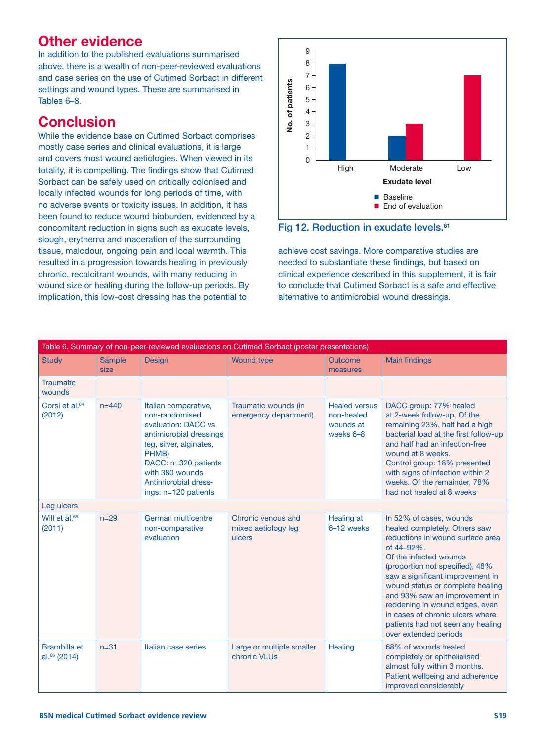## Other evidence

In addition to the published evaluations summarised above, there is a wealth of non-peer-reviewed evaluations and case series on the use of Cutimed Sorbact in different settings and wound types. These are summarised in Tables 6–8.

## Conclusion

While the evidence base on Cutimed Sorbact comprises mostly case series and clinical evaluations, it is large and covers most wound aetiologies. When viewed in its totality, it is compelling. The findings show that Cutimed Sorbact can be safely used on critically colonised and locally infected wounds for long periods of time, with no adverse events or toxicity issues. In addition, it has been found to reduce wound bioburden, evidenced by a concomitant reduction in signs such as exudate levels, slough, erythema and maceration of the surrounding tissue, malodour, ongoing pain and local warmth. This resulted in a progression towards healing in previously chronic, recalcitrant wounds, with many reducing in wound size or healing during the follow-up periods. By implication, this low-cost dressing has the potential to achieve cost savings. More comparative studies are needed to substantiate these findings, but based on clinical experience described in this supplement, it is fair to conclude that Cutimed Sorbact is a safe and effective alternative to antimicrobial wound dressings.

| Exudate level | Baseline (No. of patients) | End of evaluation (No. of patients) |
|---|---|---|
| High | 8 | 0 |
| Moderate | 2 | 3 |
| Low | 0 | 7 |

Fig 12. Reduction in exudate levels.[61]

| Study | Sample size | Design | Wound type | Outcome measures | Main findings |
|---|---|---|---|---|---|
| **Table 6. Summary of non-peer-reviewed evaluations on Cutimed Sorbact (poster presentations)** | | | | | |
| Traumatic wounds | | | | | |
| Corsi et al.[64] (2012) | n=440 | Italian comparative, non-randomised evaluation: DACC vs antimicrobial dressings (eg, silver, alginates, PHMB) DACC: n=320 patients with 380 wounds Antimicrobial dressings: n=120 patients | Traumatic wounds (in emergency department) | Healed versus non-healed wounds at weeks 6–8 | DACC group: 77% healed at 2-week follow-up. Of the remaining 23%, half had a high bacterial load at the first follow-up and half had an infection-free wound at 8 weeks. Control group: 18% presented with signs of infection within 2 weeks. Of the remainder, 78% had not healed at 8 weeks |
| Leg ulcers | | | | | |
| Will et al.[65] (2011) | n=29 | German multicentre non-comparative evaluation | Chronic venous and mixed aetiology leg ulcers | Healing at 6–12 weeks | In 52% of cases, wounds healed completely. Others saw reductions in wound surface area of 44–92%. Of the infected wounds (proportion not specified), 48% saw a significant improvement in wound status or complete healing and 93% saw an improvement in reddening in wound edges, even in cases of chronic ulcers where patients had not seen any healing over extended periods |
| Brambilla et al.[66] (2014) | n=31 | Italian case series | Large or multiple smaller chronic VLUs | Healing | 68% of wounds healed completely or epithelialised almost fully within 3 months. Patient wellbeing and adherence improved considerably |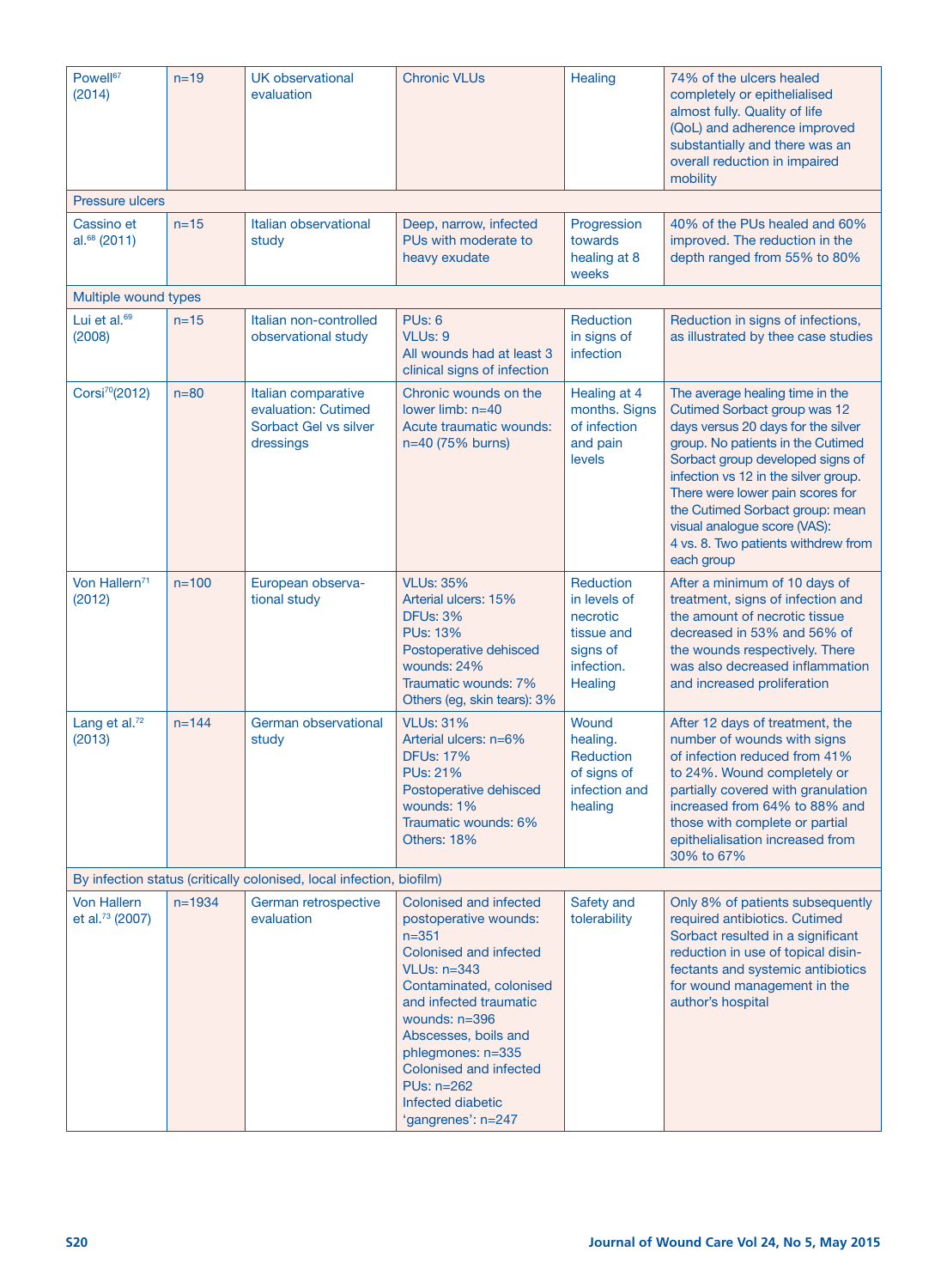| | | | | | |
|---|---|---|---|---|---|
| Powell[67] (2014) | n=19 | UK observational evaluation | Chronic VLUs | Healing | 74% of the ulcers healed completely or epithelialised almost fully. Quality of life (QoL) and adherence improved substantially and there was an overall reduction in impaired mobility |
| Pressure ulcers | | | | | |
| Cassino et al.[68] (2011) | n=15 | Italian observational study | Deep, narrow, infected PUs with moderate to heavy exudate | Progression towards healing at 8 weeks | 40% of the PUs healed and 60% improved. The reduction in the depth ranged from 55% to 80% |
| Multiple wound types | | | | | |
| Lui et al.[69] (2008) | n=15 | Italian non-controlled observational study | PUs: 6<br>VLUs: 9<br>All wounds had at least 3 clinical signs of infection | Reduction in signs of infection | Reduction in signs of infections, as illustrated by thee case studies |
| Corsi[70](2012) | n=80 | Italian comparative evaluation: Cutimed Sorbact Gel vs silver dressings | Chronic wounds on the lower limb: n=40<br>Acute traumatic wounds: n=40 (75% burns) | Healing at 4 months. Signs of infection and pain levels | The average healing time in the Cutimed Sorbact group was 12 days versus 20 days for the silver group. No patients in the Cutimed Sorbact group developed signs of infection vs 12 in the silver group. There were lower pain scores for the Cutimed Sorbact group: mean visual analogue score (VAS): 4 vs. 8. Two patients withdrew from each group |
| Von Hallern[71] (2012) | n=100 | European observational study | VLUs: 35%<br>Arterial ulcers: 15%<br>DFUs: 3%<br>PUs: 13%<br>Postoperative dehisced wounds: 24%<br>Traumatic wounds: 7%<br>Others (eg, skin tears): 3% | Reduction in levels of necrotic tissue and signs of infection. Healing | After a minimum of 10 days of treatment, signs of infection and the amount of necrotic tissue decreased in 53% and 56% of the wounds respectively. There was also decreased inflammation and increased proliferation |
| Lang et al.[72] (2013) | n=144 | German observational study | VLUs: 31%<br>Arterial ulcers: n=6%<br>DFUs: 17%<br>PUs: 21%<br>Postoperative dehisced wounds: 1%<br>Traumatic wounds: 6%<br>Others: 18% | Wound healing. Reduction of signs of infection and healing | After 12 days of treatment, the number of wounds with signs of infection reduced from 41% to 24%. Wound completely or partially covered with granulation increased from 64% to 88% and those with complete or partial epithelialisation increased from 30% to 67% |
| By infection status (critically colonised, local infection, biofilm) | | | | | |
| Von Hallern et al.[73] (2007) | n=1934 | German retrospective evaluation | Colonised and infected postoperative wounds: n=351<br>Colonised and infected VLUs: n=343<br>Contaminated, colonised and infected traumatic wounds: n=396<br>Abscesses, boils and phlegmones: n=335<br>Colonised and infected PUs: n=262<br>Infected diabetic 'gangrenes': n=247 | Safety and tolerability | Only 8% of patients subsequently required antibiotics. Cutimed Sorbact resulted in a significant reduction in use of topical disinfectants and systemic antibiotics for wound management in the author's hospital |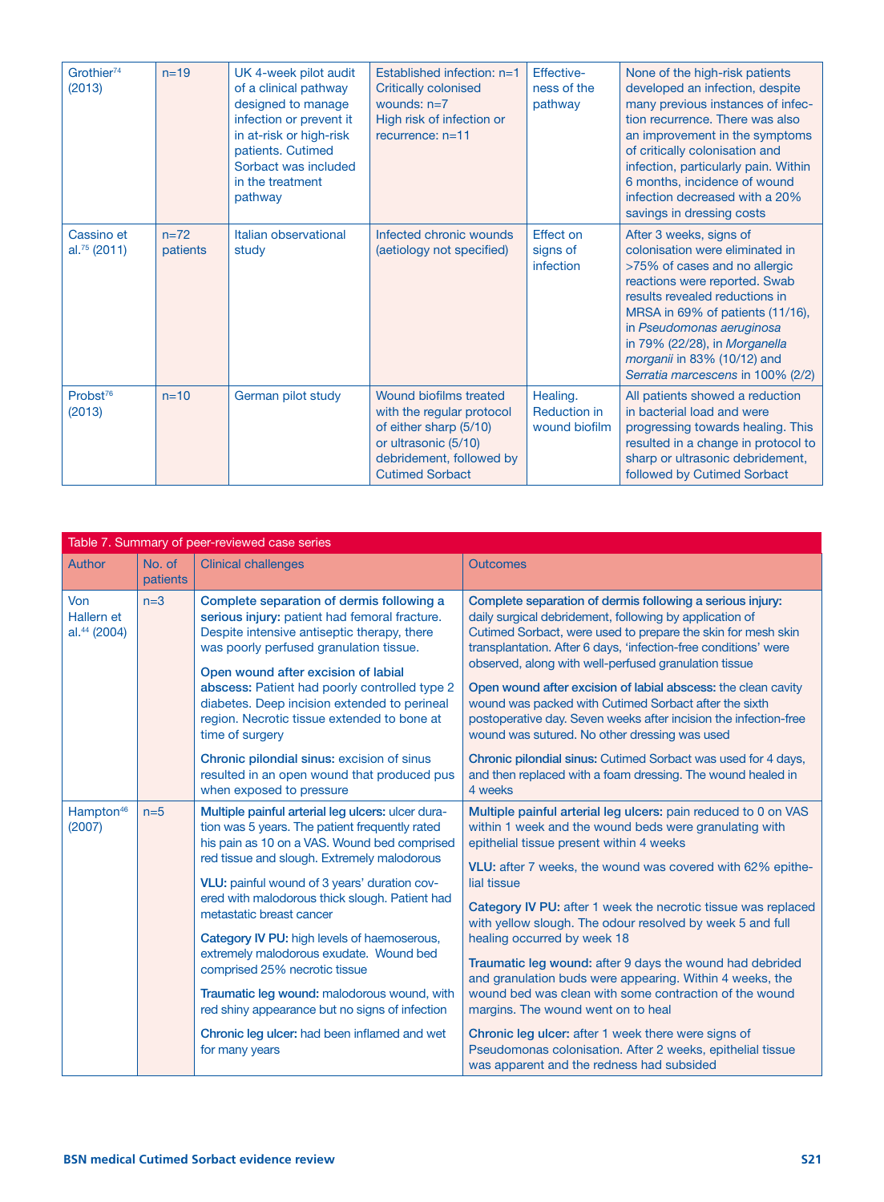| | | | | | |
|---|---|---|---|---|---|
| Grothier[74] (2013) | n=19 | UK 4-week pilot audit of a clinical pathway designed to manage infection or prevent it in at-risk or high-risk patients. Cutimed Sorbact was included in the treatment pathway | Established infection: n=1<br>Critically colonised wounds: n=7<br>High risk of infection or recurrence: n=11 | Effectiveness of the pathway | None of the high-risk patients developed an infection, despite many previous instances of infection recurrence. There was also an improvement in the symptoms of critically colonisation and infection, particularly pain. Within 6 months, incidence of wound infection decreased with a 20% savings in dressing costs |
| Cassino et al.[75] (2011) | n=72 patients | Italian observational study | Infected chronic wounds (aetiology not specified) | Effect on signs of infection | After 3 weeks, signs of colonisation were eliminated in >75% of cases and no allergic reactions were reported. Swab results revealed reductions in MRSA in 69% of patients (11/16), in *Pseudomonas aeruginosa* in 79% (22/28), in *Morganella morganii* in 83% (10/12) and *Serratia marcescens* in 100% (2/2) |
| Probst[76] (2013) | n=10 | German pilot study | Wound biofilms treated with the regular protocol of either sharp (5/10) or ultrasonic (5/10) debridement, followed by Cutimed Sorbact | Healing. Reduction in wound biofilm | All patients showed a reduction in bacterial load and were progressing towards healing. This resulted in a change in protocol to sharp or ultrasonic debridement, followed by Cutimed Sorbact |

Table 7. Summary of peer-reviewed case series

| Author | No. of patients | Clinical challenges | Outcomes |
|---|---|---|---|
| Von Hallern et al.[44] (2004) | n=3 | **Complete separation of dermis following a serious injury:** patient had femoral fracture. Despite intensive antiseptic therapy, there was poorly perfused granulation tissue.<br><br>**Open wound after excision of labial abscess:** Patient had poorly controlled type 2 diabetes. Deep incision extended to perineal region. Necrotic tissue extended to bone at time of surgery<br><br>**Chronic pilondial sinus:** excision of sinus resulted in an open wound that produced pus when exposed to pressure | **Complete separation of dermis following a serious injury:** daily surgical debridement, following by application of Cutimed Sorbact, were used to prepare the skin for mesh skin transplantation. After 6 days, 'infection-free conditions' were observed, along with well-perfused granulation tissue<br><br>**Open wound after excision of labial abscess:** the clean cavity wound was packed with Cutimed Sorbact after the sixth postoperative day. Seven weeks after incision the infection-free wound was sutured. No other dressing was used<br><br>**Chronic pilondial sinus:** Cutimed Sorbact was used for 4 days, and then replaced with a foam dressing. The wound healed in 4 weeks |
| Hampton[46] (2007) | n=5 | **Multiple painful arterial leg ulcers:** ulcer duration was 5 years. The patient frequently rated his pain as 10 on a VAS. Wound bed comprised red tissue and slough. Extremely malodorous<br><br>**VLU:** painful wound of 3 years' duration covered with malodorous thick slough. Patient had metastatic breast cancer<br><br>**Category IV PU:** high levels of haemoserous, extremely malodorous exudate. Wound bed comprised 25% necrotic tissue<br><br>**Traumatic leg wound:** malodorous wound, with red shiny appearance but no signs of infection<br><br>**Chronic leg ulcer:** had been inflamed and wet for many years | **Multiple painful arterial leg ulcers:** pain reduced to 0 on VAS within 1 week and the wound beds were granulating with epithelial tissue present within 4 weeks<br><br>**VLU:** after 7 weeks, the wound was covered with 62% epithelial tissue<br><br>**Category IV PU:** after 1 week the necrotic tissue was replaced with yellow slough. The odour resolved by week 5 and full healing occurred by week 18<br><br>**Traumatic leg wound:** after 9 days the wound had debrided and granulation buds were appearing. Within 4 weeks, the wound bed was clean with some contraction of the wound margins. The wound went on to heal<br><br>**Chronic leg ulcer:** after 1 week there were signs of Pseudomonas colonisation. After 2 weeks, epithelial tissue was apparent and the redness had subsided |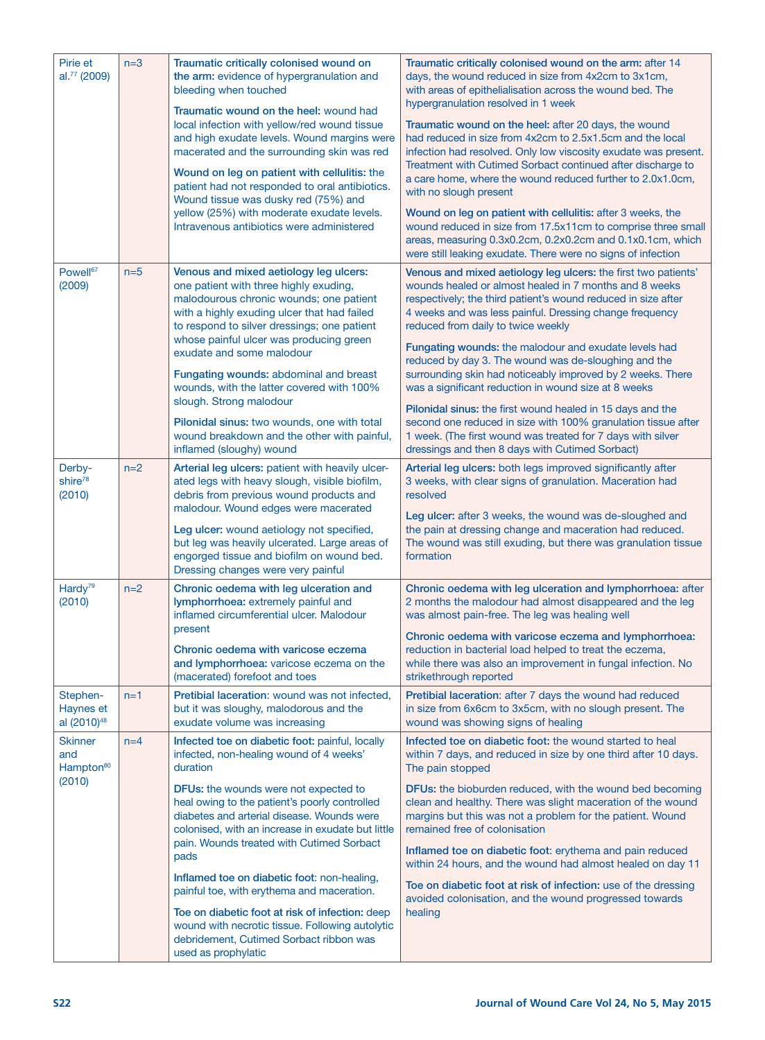| | | | |
|---|---|---|---|
| Pirie et al.[77] (2009) | n=3 | **Traumatic critically colonised wound on the arm:** evidence of hypergranulation and bleeding when touched<br><br>**Traumatic wound on the heel:** wound had local infection with yellow/red wound tissue and high exudate levels. Wound margins were macerated and the surrounding skin was red<br><br>**Wound on leg on patient with cellulitis:** the patient had not responded to oral antibiotics. Wound tissue was dusky red (75%) and yellow (25%) with moderate exudate levels. Intravenous antibiotics were administered | **Traumatic critically colonised wound on the arm:** after 14 days, the wound reduced in size from 4x2cm to 3x1cm, with areas of epithelialisation across the wound bed. The hypergranulation resolved in 1 week<br><br>**Traumatic wound on the heel:** after 20 days, the wound had reduced in size from 4x2cm to 2.5x1.5cm and the local infection had resolved. Only low viscosity exudate was present. Treatment with Cutimed Sorbact continued after discharge to a care home, where the wound reduced further to 2.0x1.0cm, with no slough present<br><br>**Wound on leg on patient with cellulitis:** after 3 weeks, the wound reduced in size from 17.5x11cm to comprise three small areas, measuring 0.3x0.2cm, 0.2x0.2cm and 0.1x0.1cm, which were still leaking exudate. There were no signs of infection |
| Powell[67] (2009) | n=5 | **Venous and mixed aetiology leg ulcers:** one patient with three highly exuding, malodourous chronic wounds; one patient with a highly exuding ulcer that had failed to respond to silver dressings; one patient whose painful ulcer was producing green exudate and some malodour<br><br>**Fungating wounds:** abdominal and breast wounds, with the latter covered with 100% slough. Strong malodour<br><br>**Pilonidal sinus:** two wounds, one with total wound breakdown and the other with painful, inflamed (sloughy) wound | **Venous and mixed aetiology leg ulcers:** the first two patients' wounds healed or almost healed in 7 months and 8 weeks respectively; the third patient's wound reduced in size after 4 weeks and was less painful. Dressing change frequency reduced from daily to twice weekly<br><br>**Fungating wounds:** the malodour and exudate levels had reduced by day 3. The wound was de-sloughing and the surrounding skin had noticeably improved by 2 weeks. There was a significant reduction in wound size at 8 weeks<br><br>**Pilonidal sinus:** the first wound healed in 15 days and the second one reduced in size with 100% granulation tissue after 1 week. (The first wound was treated for 7 days with silver dressings and then 8 days with Cutimed Sorbact) |
| Derbyshire[78] (2010) | n=2 | **Arterial leg ulcers:** patient with heavily ulcerated legs with heavy slough, visible biofilm, debris from previous wound products and malodour. Wound edges were macerated<br><br>**Leg ulcer:** wound aetiology not specified, but leg was heavily ulcerated. Large areas of engorged tissue and biofilm on wound bed. Dressing changes were very painful | **Arterial leg ulcers:** both legs improved significantly after 3 weeks, with clear signs of granulation. Maceration had resolved<br><br>**Leg ulcer:** after 3 weeks, the wound was de-sloughed and the pain at dressing change and maceration had reduced. The wound was still exuding, but there was granulation tissue formation |
| Hardy[79] (2010) | n=2 | **Chronic oedema with leg ulceration and lymphorrhoea:** extremely painful and inflamed circumferential ulcer. Malodour present<br><br>**Chronic oedema with varicose eczema and lymphorrhoea:** varicose eczema on the (macerated) forefoot and toes | **Chronic oedema with leg ulceration and lymphorrhoea:** after 2 months the malodour had almost disappeared and the leg was almost pain-free. The leg was healing well<br><br>**Chronic oedema with varicose eczema and lymphorrhoea:** reduction in bacterial load helped to treat the eczema, while there was also an improvement in fungal infection. No strikethrough reported |
| Stephen-Haynes et al (2010)[48] | n=1 | **Pretibial laceration**: wound was not infected, but it was sloughy, malodorous and the exudate volume was increasing | **Pretibial laceration**: after 7 days the wound had reduced in size from 6x6cm to 3x5cm, with no slough present. The wound was showing signs of healing |
| Skinner and Hampton[80] (2010) | n=4 | **Infected toe on diabetic foot:** painful, locally infected, non-healing wound of 4 weeks' duration<br><br>**DFUs:** the wounds were not expected to heal owing to the patient's poorly controlled diabetes and arterial disease. Wounds were colonised, with an increase in exudate but little pain. Wounds treated with Cutimed Sorbact pads<br><br>**Inflamed toe on diabetic foot**: non-healing, painful toe, with erythema and maceration.<br><br>**Toe on diabetic foot at risk of infection:** deep wound with necrotic tissue. Following autolytic debridement, Cutimed Sorbact ribbon was used as prophylatic | **Infected toe on diabetic foot:** the wound started to heal within 7 days, and reduced in size by one third after 10 days. The pain stopped<br><br>**DFUs:** the bioburden reduced, with the wound bed becoming clean and healthy. There was slight maceration of the wound margins but this was not a problem for the patient. Wound remained free of colonisation<br><br>**Inflamed toe on diabetic foot**: erythema and pain reduced within 24 hours, and the wound had almost healed on day 11<br><br>**Toe on diabetic foot at risk of infection:** use of the dressing avoided colonisation, and the wound progressed towards healing |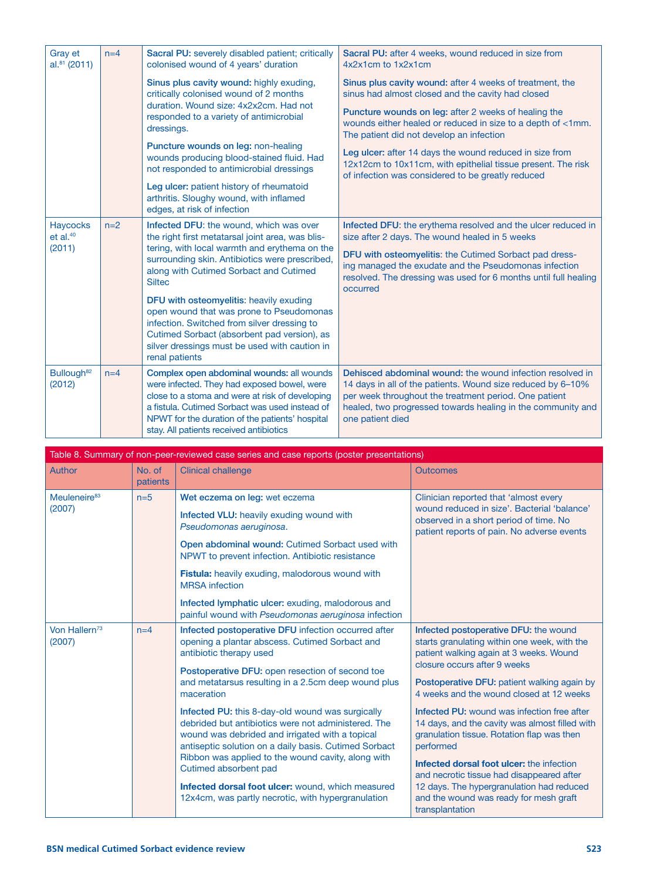| | | | |
|---|---|---|---|
| Gray et al.[81] (2011) | n=4 | **Sacral PU:** severely disabled patient; critically colonised wound of 4 years' duration<br><br>**Sinus plus cavity wound:** highly exuding, critically colonised wound of 2 months duration. Wound size: 4x2x2cm. Had not responded to a variety of antimicrobial dressings.<br><br>**Puncture wounds on leg:** non-healing wounds producing blood-stained fluid. Had not responded to antimicrobial dressings<br><br>**Leg ulcer:** patient history of rheumatoid arthritis. Sloughy wound, with inflamed edges, at risk of infection | **Sacral PU:** after 4 weeks, wound reduced in size from 4x2x1cm to 1x2x1cm<br><br>**Sinus plus cavity wound:** after 4 weeks of treatment, the sinus had almost closed and the cavity had closed<br><br>**Puncture wounds on leg:** after 2 weeks of healing the wounds either healed or reduced in size to a depth of <1mm. The patient did not develop an infection<br><br>**Leg ulcer:** after 14 days the wound reduced in size from 12x12cm to 10x11cm, with epithelial tissue present. The risk of infection was considered to be greatly reduced |
| Haycocks et al.[40] (2011) | n=2 | **Infected DFU**: the wound, which was over the right first metatarsal joint area, was blistering, with local warmth and erythema on the surrounding skin. Antibiotics were prescribed, along with Cutimed Sorbact and Cutimed Siltec<br><br>**DFU with osteomyelitis**: heavily exuding open wound that was prone to Pseudomonas infection. Switched from silver dressing to Cutimed Sorbact (absorbent pad version), as silver dressings must be used with caution in renal patients | **Infected DFU**: the erythema resolved and the ulcer reduced in size after 2 days. The wound healed in 5 weeks<br><br>**DFU with osteomyelitis**: the Cutimed Sorbact pad dressing managed the exudate and the Pseudomonas infection resolved. The dressing was used for 6 months until full healing occurred |
| Bullough[82] (2012) | n=4 | **Complex open abdominal wounds:** all wounds were infected. They had exposed bowel, were close to a stoma and were at risk of developing a fistula. Cutimed Sorbact was used instead of NPWT for the duration of the patients' hospital stay. All patients received antibiotics | **Dehisced abdominal wound:** the wound infection resolved in 14 days in all of the patients. Wound size reduced by 6–10% per week throughout the treatment period. One patient healed, two progressed towards healing in the community and one patient died |

Table 8. Summary of non-peer-reviewed case series and case reports (poster presentations)

| Author | No. of patients | Clinical challenge | Outcomes |
|---|---|---|---|
| Meuleneire[83] (2007) | n=5 | **Wet eczema on leg:** wet eczema<br><br>**Infected VLU:** heavily exuding wound with *Pseudomonas aeruginosa*.<br><br>**Open abdominal wound:** Cutimed Sorbact used with NPWT to prevent infection. Antibiotic resistance<br><br>**Fistula:** heavily exuding, malodorous wound with MRSA infection<br><br>**Infected lymphatic ulcer:** exuding, malodorous and painful wound with *Pseudomonas aeruginosa* infection | Clinician reported that 'almost every wound reduced in size'. Bacterial 'balance' observed in a short period of time. No patient reports of pain. No adverse events |
| Von Hallern[73] (2007) | n=4 | **Infected postoperative DFU** infection occurred after opening a plantar abscess. Cutimed Sorbact and antibiotic therapy used<br><br>**Postoperative DFU:** open resection of second toe and metatarsus resulting in a 2.5cm deep wound plus maceration<br><br>**Infected PU:** this 8-day-old wound was surgically debrided but antibiotics were not administered. The wound was debrided and irrigated with a topical antiseptic solution on a daily basis. Cutimed Sorbact Ribbon was applied to the wound cavity, along with Cutimed absorbent pad<br><br>**Infected dorsal foot ulcer:** wound, which measured 12x4cm, was partly necrotic, with hypergranulation | **Infected postoperative DFU:** the wound starts granulating within one week, with the patient walking again at 3 weeks. Wound closure occurs after 9 weeks<br><br>**Postoperative DFU:** patient walking again by 4 weeks and the wound closed at 12 weeks<br><br>**Infected PU:** wound was infection free after 14 days, and the cavity was almost filled with granulation tissue. Rotation flap was then performed<br><br>**Infected dorsal foot ulcer:** the infection and necrotic tissue had disappeared after 12 days. The hypergranulation had reduced and the wound was ready for mesh graft transplantation |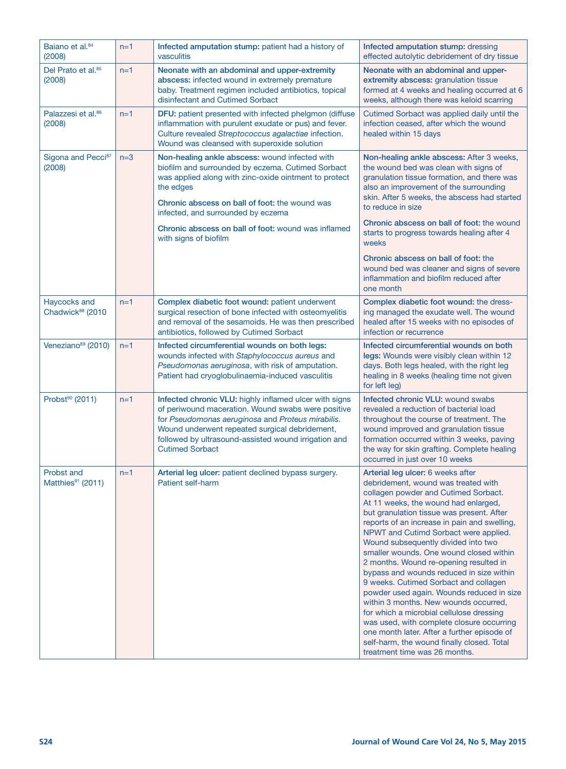| | | | |
|---|---|---|---|
| Baiano et al.[84] (2008) | n=1 | **Infected amputation stump:** patient had a history of vasculitis | **Infected amputation stump:** dressing effected autolytic debridement of dry tissue |
| Del Prato et al.[85] (2008) | n=1 | **Neonate with an abdominal and upper-extremity abscess:** infected wound in extremely premature baby. Treatment regimen included antibiotics, topical disinfectant and Cutimed Sorbact | **Neonate with an abdominal and upper-extremity abscess:** granulation tissue formed at 4 weeks and healing occurred at 6 weeks, although there was keloid scarring |
| Palazzesi et al.[86] (2008) | n=1 | **DFU:** patient presented with infected phelgmon (diffuse inflammation with purulent exudate or pus) and fever. Culture revealed *Streptococcus agalactiae* infection. Wound was cleansed with superoxide solution | Cutimed Sorbact was applied daily until the infection ceased, after which the wound healed within 15 days |
| Sigona and Pecci[87] (2008) | n=3 | **Non-healing ankle abscess:** wound infected with biofilm and surrounded by eczema. Cutimed Sorbact was applied along with zinc-oxide ointment to protect the edges<br><br>**Chronic abscess on ball of foot:** the wound was infected, and surrounded by eczema<br><br>**Chronic abscess on ball of foot:** wound was inflamed with signs of biofilm | **Non-healing ankle abscess:** After 3 weeks, the wound bed was clean with signs of granulation tissue formation, and there was also an improvement of the surrounding skin. After 5 weeks, the abscess had started to reduce in size<br><br>**Chronic abscess on ball of foot:** the wound starts to progress towards healing after 4 weeks<br><br>**Chronic abscess on ball of foot:** the wound bed was cleaner and signs of severe inflammation and biofilm reduced after one month |
| Haycocks and Chadwick[88] (2010 | n=1 | **Complex diabetic foot wound:** patient underwent surgical resection of bone infected with osteomyelitis and removal of the sesamoids. He was then prescribed antibiotics, followed by Cutimed Sorbact | **Complex diabetic foot wound:** the dressing managed the exudate well. The wound healed after 15 weeks with no episodes of infection or recurrence |
| Veneziano[89] (2010) | n=1 | **Infected circumferential wounds on both legs:** wounds infected with *Staphylococcus aureus* and *Pseudomonas aeruginosa*, with risk of amputation. Patient had cryoglobulinaemia-induced vasculitis | **Infected circumferential wounds on both legs:** Wounds were visibly clean within 12 days. Both legs healed, with the right leg healing in 8 weeks (healing time not given for left leg) |
| Probst[90] (2011) | n=1 | **Infected chronic VLU:** highly inflamed ulcer with signs of periwound maceration. Wound swabs were positive for *Pseudomonas aeruginosa* and *Proteus mirabilis*. Wound underwent repeated surgical debridement, followed by ultrasound-assisted wound irrigation and Cutimed Sorbact | **Infected chronic VLU:** wound swabs revealed a reduction of bacterial load throughout the course of treatment. The wound improved and granulation tissue formation occurred within 3 weeks, paving the way for skin grafting. Complete healing occurred in just over 10 weeks |
| Probst and Matthies[91] (2011) | n=1 | **Arterial leg ulcer:** patient declined bypass surgery. Patient self-harm | **Arterial leg ulcer:** 6 weeks after debridement, wound was treated with collagen powder and Cutimed Sorbact. At 11 weeks, the wound had enlarged, but granulation tissue was present. After reports of an increase in pain and swelling, NPWT and Cutimd Sorbact were applied. Wound subsequently divided into two smaller wounds. One wound closed within 2 months. Wound re-opening resulted in bypass and wounds reduced in size within 9 weeks. Cutimed Sorbact and collagen powder used again. Wounds reduced in size within 3 months. New wounds occurred, for which a microbial cellulose dressing was used, with complete closure occurring one month later. After a further episode of self-harm, the wound finally closed. Total treatment time was 26 months. |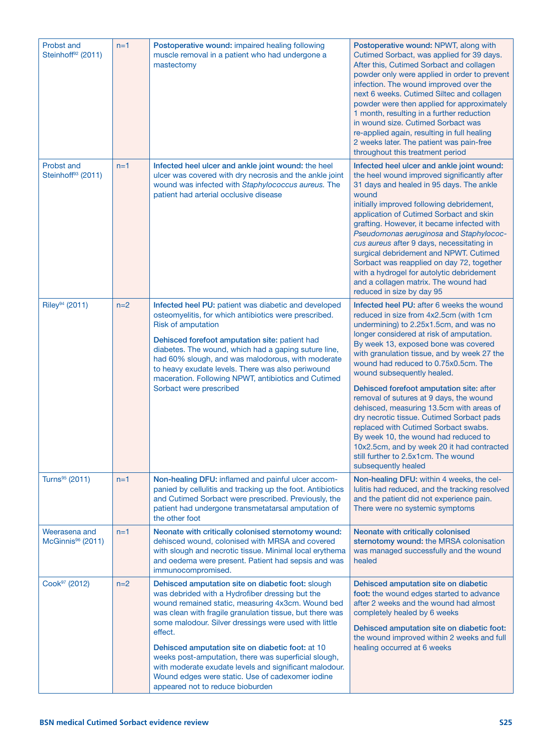| | | | |
|---|---|---|---|
| Probst and Steinhoff[92] (2011) | n=1 | **Postoperative wound:** impaired healing following muscle removal in a patient who had undergone a mastectomy | **Postoperative wound:** NPWT, along with Cutimed Sorbact, was applied for 39 days. After this, Cutimed Sorbact and collagen powder only were applied in order to prevent infection. The wound improved over the next 6 weeks. Cutimed Siltec and collagen powder were then applied for approximately 1 month, resulting in a further reduction in wound size. Cutimed Sorbact was re-applied again, resulting in full healing 2 weeks later. The patient was pain-free throughout this treatment period |
| Probst and Steinhoff[93] (2011) | n=1 | **Infected heel ulcer and ankle joint wound:** the heel ulcer was covered with dry necrosis and the ankle joint wound was infected with *Staphylococcus aureus*. The patient had arterial occlusive disease | **Infected heel ulcer and ankle joint wound:** the heel wound improved significantly after 31 days and healed in 95 days. The ankle wound initially improved following debridement, application of Cutimed Sorbact and skin grafting. However, it became infected with *Pseudomonas aeruginosa* and *Staphylococcus aureus* after 9 days, necessitating in surgical debridement and NPWT. Cutimed Sorbact was reapplied on day 72, together with a hydrogel for autolytic debridement and a collagen matrix. The wound had reduced in size by day 95 |
| Riley[94] (2011) | n=2 | **Infected heel PU:** patient was diabetic and developed osteomyelitis, for which antibiotics were prescribed. Risk of amputation<br><br>**Dehisced forefoot amputation site:** patient had diabetes. The wound, which had a gaping suture line, had 60% slough, and was malodorous, with moderate to heavy exudate levels. There was also periwound maceration. Following NPWT, antibiotics and Cutimed Sorbact were prescribed | **Infected heel PU:** after 6 weeks the wound reduced in size from 4x2.5cm (with 1cm undermining) to 2.25x1.5cm, and was no longer considered at risk of amputation. By week 13, exposed bone was covered with granulation tissue, and by week 27 the wound had reduced to 0.75x0.5cm. The wound subsequently healed.<br><br>**Dehisced forefoot amputation site:** after removal of sutures at 9 days, the wound dehisced, measuring 13.5cm with areas of dry necrotic tissue. Cutimed Sorbact pads replaced with Cutimed Sorbact swabs. By week 10, the wound had reduced to 10x2.5cm, and by week 20 it had contracted still further to 2.5x1cm. The wound subsequently healed |
| Turns[95] (2011) | n=1 | **Non-healing DFU:** inflamed and painful ulcer accompanied by cellulitis and tracking up the foot. Antibiotics and Cutimed Sorbact were prescribed. Previously, the patient had undergone transmetatarsal amputation of the other foot | **Non-healing DFU:** within 4 weeks, the cellulitis had reduced, and the tracking resolved and the patient did not experience pain. There were no systemic symptoms |
| Weerasena and McGinnis[96] (2011) | n=1 | **Neonate with critically colonised sternotomy wound:** dehisced wound, colonised with MRSA and covered with slough and necrotic tissue. Minimal local erythema and oedema were present. Patient had sepsis and was immunocompromised. | **Neonate with critically colonised sternotomy wound:** the MRSA colonisation was managed successfully and the wound healed |
| Cook[97] (2012) | n=2 | **Dehisced amputation site on diabetic foot:** slough was debrided with a Hydrofiber dressing but the wound remained static, measuring 4x3cm. Wound bed was clean with fragile granulation tissue, but there was some malodour. Silver dressings were used with little effect.<br><br>**Dehisced amputation site on diabetic foot:** at 10 weeks post-amputation, there was superficial slough, with moderate exudate levels and significant malodour. Wound edges were static. Use of cadexomer iodine appeared not to reduce bioburden | **Dehisced amputation site on diabetic foot:** the wound edges started to advance after 2 weeks and the wound had almost completely healed by 6 weeks<br><br>**Dehisced amputation site on diabetic foot:** the wound improved within 2 weeks and full healing occurred at 6 weeks |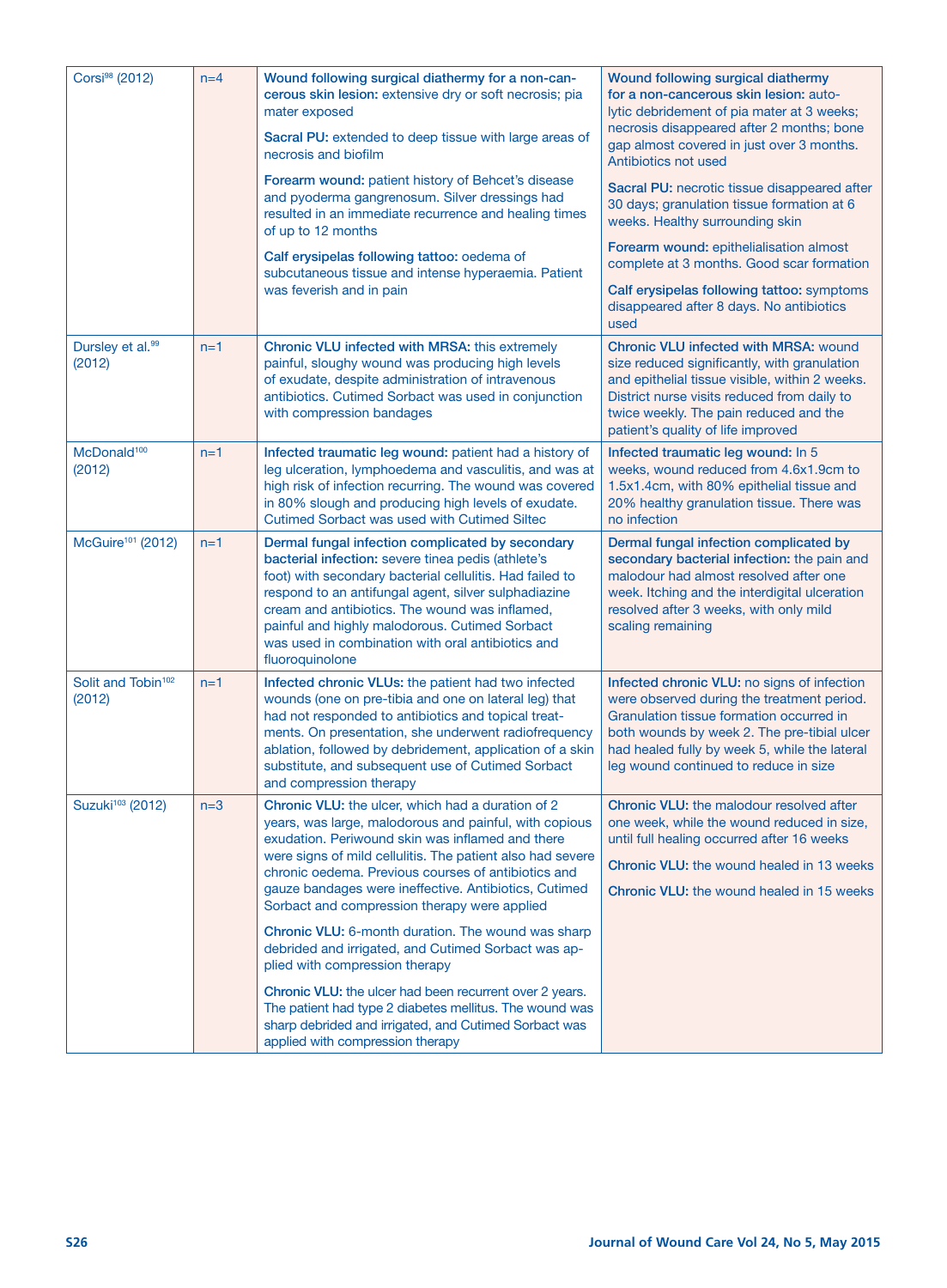| | | | |
|---|---|---|---|
| Corsi[98] (2012) | n=4 | **Wound following surgical diathermy for a non-cancerous skin lesion:** extensive dry or soft necrosis; pia mater exposed<br><br>**Sacral PU:** extended to deep tissue with large areas of necrosis and biofilm<br><br>**Forearm wound:** patient history of Behcet's disease and pyoderma gangrenosum. Silver dressings had resulted in an immediate recurrence and healing times of up to 12 months<br><br>**Calf erysipelas following tattoo:** oedema of subcutaneous tissue and intense hyperaemia. Patient was feverish and in pain | **Wound following surgical diathermy for a non-cancerous skin lesion:** autolytic debridement of pia mater at 3 weeks; necrosis disappeared after 2 months; bone gap almost covered in just over 3 months. Antibiotics not used<br><br>**Sacral PU:** necrotic tissue disappeared after 30 days; granulation tissue formation at 6 weeks. Healthy surrounding skin<br><br>**Forearm wound:** epithelialisation almost complete at 3 months. Good scar formation<br><br>**Calf erysipelas following tattoo:** symptoms disappeared after 8 days. No antibiotics used |
| Dursley et al.[99] (2012) | n=1 | **Chronic VLU infected with MRSA:** this extremely painful, sloughy wound was producing high levels of exudate, despite administration of intravenous antibiotics. Cutimed Sorbact was used in conjunction with compression bandages | **Chronic VLU infected with MRSA:** wound size reduced significantly, with granulation and epithelial tissue visible, within 2 weeks. District nurse visits reduced from daily to twice weekly. The pain reduced and the patient's quality of life improved |
| McDonald[100] (2012) | n=1 | **Infected traumatic leg wound:** patient had a history of leg ulceration, lymphoedema and vasculitis, and was at high risk of infection recurring. The wound was covered in 80% slough and producing high levels of exudate. Cutimed Sorbact was used with Cutimed Siltec | **Infected traumatic leg wound:** In 5 weeks, wound reduced from 4.6x1.9cm to 1.5x1.4cm, with 80% epithelial tissue and 20% healthy granulation tissue. There was no infection |
| McGuire[101] (2012) | n=1 | **Dermal fungal infection complicated by secondary bacterial infection:** severe tinea pedis (athlete's foot) with secondary bacterial cellulitis. Had failed to respond to an antifungal agent, silver sulphadiazine cream and antibiotics. The wound was inflamed, painful and highly malodorous. Cutimed Sorbact was used in combination with oral antibiotics and fluoroquinolone | **Dermal fungal infection complicated by secondary bacterial infection:** the pain and malodour had almost resolved after one week. Itching and the interdigital ulceration resolved after 3 weeks, with only mild scaling remaining |
| Solit and Tobin[102] (2012) | n=1 | **Infected chronic VLUs:** the patient had two infected wounds (one on pre-tibia and one on lateral leg) that had not responded to antibiotics and topical treatments. On presentation, she underwent radiofrequency ablation, followed by debridement, application of a skin substitute, and subsequent use of Cutimed Sorbact and compression therapy | **Infected chronic VLU:** no signs of infection were observed during the treatment period. Granulation tissue formation occurred in both wounds by week 2. The pre-tibial ulcer had healed fully by week 5, while the lateral leg wound continued to reduce in size |
| Suzuki[103] (2012) | n=3 | **Chronic VLU:** the ulcer, which had a duration of 2 years, was large, malodorous and painful, with copious exudation. Periwound skin was inflamed and there were signs of mild cellulitis. The patient also had severe chronic oedema. Previous courses of antibiotics and gauze bandages were ineffective. Antibiotics, Cutimed Sorbact and compression therapy were applied<br><br>**Chronic VLU:** 6-month duration. The wound was sharp debrided and irrigated, and Cutimed Sorbact was applied with compression therapy<br><br>**Chronic VLU:** the ulcer had been recurrent over 2 years. The patient had type 2 diabetes mellitus. The wound was sharp debrided and irrigated, and Cutimed Sorbact was applied with compression therapy | **Chronic VLU:** the malodour resolved after one week, while the wound reduced in size, until full healing occurred after 16 weeks<br><br>**Chronic VLU:** the wound healed in 13 weeks<br><br>**Chronic VLU:** the wound healed in 15 weeks |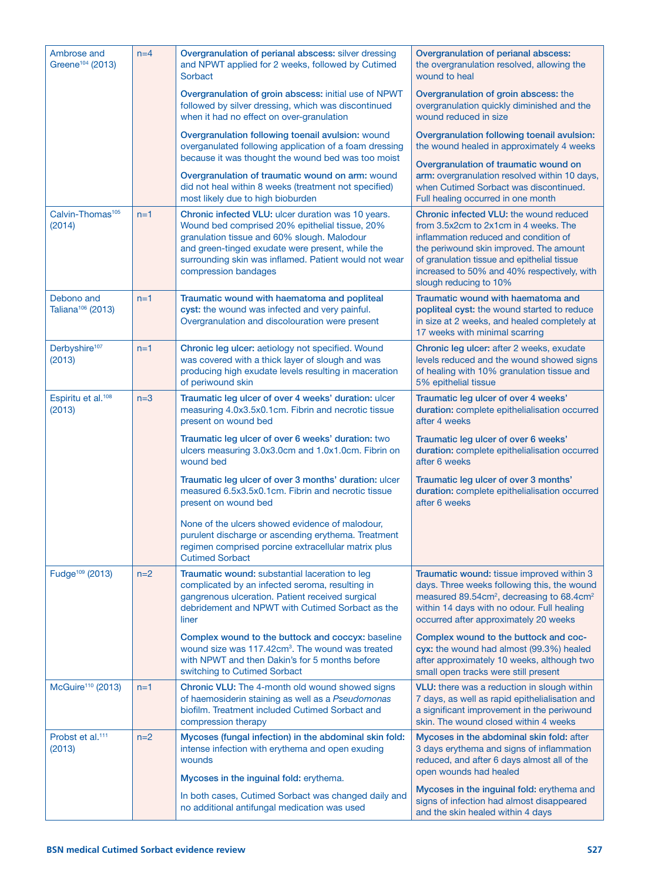| | | | |
|---|---|---|---|
| Ambrose and Greene[104] (2013) | n=4 | **Overgranulation of perianal abscess:** silver dressing and NPWT applied for 2 weeks, followed by Cutimed Sorbact<br><br>**Overgranulation of groin abscess:** initial use of NPWT followed by silver dressing, which was discontinued when it had no effect on over-granulation<br><br>**Overgranulation following toenail avulsion:** wound overganulated following application of a foam dressing because it was thought the wound bed was too moist<br><br>**Overgranulation of traumatic wound on arm:** wound did not heal within 8 weeks (treatment not specified) most likely due to high bioburden | **Overgranulation of perianal abscess:** the overgranulation resolved, allowing the wound to heal<br><br>**Overgranulation of groin abscess:** the overgranulation quickly diminished and the wound reduced in size<br><br>**Overgranulation following toenail avulsion:** the wound healed in approximately 4 weeks<br><br>**Overgranulation of traumatic wound on arm:** overgranulation resolved within 10 days, when Cutimed Sorbact was discontinued. Full healing occurred in one month |
| Calvin-Thomas[105] (2014) | n=1 | **Chronic infected VLU:** ulcer duration was 10 years. Wound bed comprised 20% epithelial tissue, 20% granulation tissue and 60% slough. Malodour and green-tinged exudate were present, while the surrounding skin was inflamed. Patient would not wear compression bandages | **Chronic infected VLU:** the wound reduced from 3.5x2cm to 2x1cm in 4 weeks. The inflammation reduced and condition of the periwound skin improved. The amount of granulation tissue and epithelial tissue increased to 50% and 40% respectively, with slough reducing to 10% |
| Debono and Taliana[106] (2013) | n=1 | **Traumatic wound with haematoma and popliteal cyst:** the wound was infected and very painful. Overgranulation and discolouration were present | **Traumatic wound with haematoma and popliteal cyst:** the wound started to reduce in size at 2 weeks, and healed completely at 17 weeks with minimal scarring |
| Derbyshire[107] (2013) | n=1 | **Chronic leg ulcer:** aetiology not specified. Wound was covered with a thick layer of slough and was producing high exudate levels resulting in maceration of periwound skin | **Chronic leg ulcer:** after 2 weeks, exudate levels reduced and the wound showed signs of healing with 10% granulation tissue and 5% epithelial tissue |
| Espiritu et al.[108] (2013) | n=3 | **Traumatic leg ulcer of over 4 weeks' duration:** ulcer measuring 4.0x3.5x0.1cm. Fibrin and necrotic tissue present on wound bed<br><br>**Traumatic leg ulcer of over 6 weeks' duration:** two ulcers measuring 3.0x3.0cm and 1.0x1.0cm. Fibrin on wound bed<br><br>**Traumatic leg ulcer of over 3 months' duration:** ulcer measured 6.5x3.5x0.1cm. Fibrin and necrotic tissue present on wound bed<br><br>None of the ulcers showed evidence of malodour, purulent discharge or ascending erythema. Treatment regimen comprised porcine extracellular matrix plus Cutimed Sorbact | **Traumatic leg ulcer of over 4 weeks' duration:** complete epithelialisation occurred after 4 weeks<br><br>**Traumatic leg ulcer of over 6 weeks' duration:** complete epithelialisation occurred after 6 weeks<br><br>**Traumatic leg ulcer of over 3 months' duration:** complete epithelialisation occurred after 6 weeks |
| Fudge[109] (2013) | n=2 | **Traumatic wound:** substantial laceration to leg complicated by an infected seroma, resulting in gangrenous ulceration. Patient received surgical debridement and NPWT with Cutimed Sorbact as the liner<br><br>**Complex wound to the buttock and coccyx:** baseline wound size was 117.42cm$^3$. The wound was treated with NPWT and then Dakin's for 5 months before switching to Cutimed Sorbact | **Traumatic wound:** tissue improved within 3 days. Three weeks following this, the wound measured 89.54cm$^2$, decreasing to 68.4cm$^2$ within 14 days with no odour. Full healing occurred after approximately 20 weeks<br><br>**Complex wound to the buttock and coccyx:** the wound had almost (99.3%) healed after approximately 10 weeks, although two small open tracks were still present |
| McGuire[110] (2013) | n=1 | **Chronic VLU:** The 4-month old wound showed signs of haemosiderin staining as well as a *Pseudomonas* biofilm. Treatment included Cutimed Sorbact and compression therapy | **VLU:** there was a reduction in slough within 7 days, as well as rapid epithelialisation and a significant improvement in the periwound skin. The wound closed within 4 weeks |
| Probst et al.[111] (2013) | n=2 | **Mycoses (fungal infection) in the abdominal skin fold:** intense infection with erythema and open exuding wounds<br><br>**Mycoses in the inguinal fold:** erythema.<br><br>In both cases, Cutimed Sorbact was changed daily and no additional antifungal medication was used | **Mycoses in the abdominal skin fold:** after 3 days erythema and signs of inflammation reduced, and after 6 days almost all of the open wounds had healed<br><br>**Mycoses in the inguinal fold:** erythema and signs of infection had almost disappeared and the skin healed within 4 days |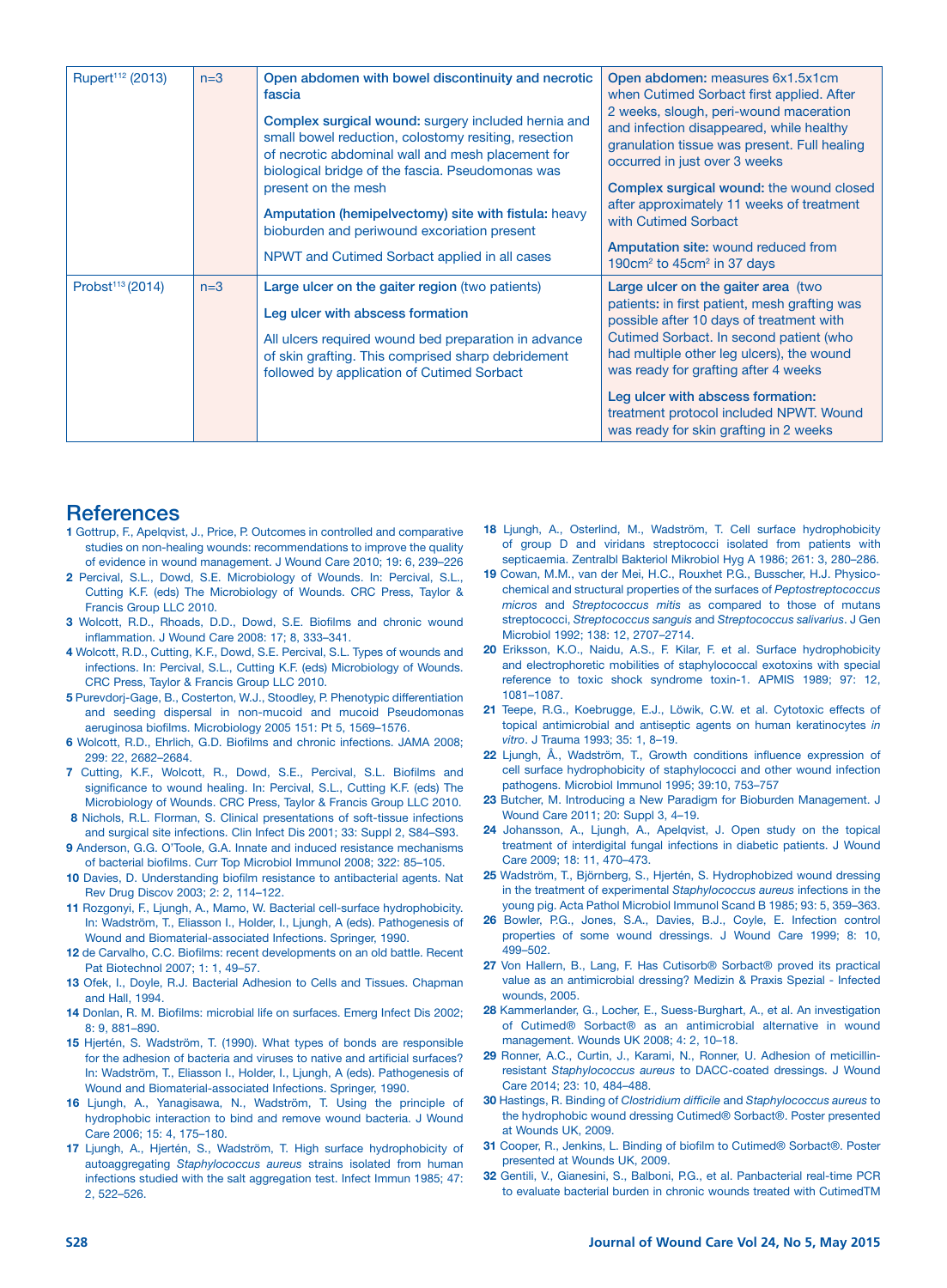| Rupert[112] (2013) | n=3 | **Open abdomen with bowel discontinuity and necrotic fascia**<br><br>**Complex surgical wound:** surgery included hernia and small bowel reduction, colostomy resiting, resection of necrotic abdominal wall and mesh placement for biological bridge of the fascia. Pseudomonas was present on the mesh<br><br>**Amputation (hemipelvectomy) site with fistula:** heavy bioburden and periwound excoriation present<br><br>NPWT and Cutimed Sorbact applied in all cases | **Open abdomen:** measures 6x1.5x1cm when Cutimed Sorbact first applied. After 2 weeks, slough, peri-wound maceration and infection disappeared, while healthy granulation tissue was present. Full healing occurred in just over 3 weeks<br><br>**Complex surgical wound:** the wound closed after approximately 11 weeks of treatment with Cutimed Sorbact<br><br>**Amputation site:** wound reduced from 190cm$^2$ to 45cm$^2$ in 37 days |
|---|---|---|---|
| Probst[113] (2014) | n=3 | **Large ulcer on the gaiter region** (two patients)<br><br>**Leg ulcer with abscess formation**<br><br>All ulcers required wound bed preparation in advance of skin grafting. This comprised sharp debridement followed by application of Cutimed Sorbact | **Large ulcer on the gaiter area** (two patients: in first patient, mesh grafting was possible after 10 days of treatment with Cutimed Sorbact. In second patient (who had multiple other leg ulcers), the wound was ready for grafting after 4 weeks<br><br>**Leg ulcer with abscess formation:** treatment protocol included NPWT. Wound was ready for skin grafting in 2 weeks |

# References

1. Gottrup, F., Apelqvist, J., Price, P. Outcomes in controlled and comparative studies on non-healing wounds: recommendations to improve the quality of evidence in wound management. J Wound Care 2010; 19: 6, 239–226
2. Percival, S.L., Dowd, S.E. Microbiology of Wounds. In: Percival, S.L., Cutting K.F. (eds) The Microbiology of Wounds. CRC Press, Taylor & Francis Group LLC 2010.
3. Wolcott, R.D., Rhoads, D.D., Dowd, S.E. Biofilms and chronic wound inflammation. J Wound Care 2008: 17; 8, 333–341.
4. Wolcott, R.D., Cutting, K.F., Dowd, S.E. Percival, S.L. Types of wounds and infections. In: Percival, S.L., Cutting K.F. (eds) Microbiology of Wounds. CRC Press, Taylor & Francis Group LLC 2010.
5. Purevdorj-Gage, B., Costerton, W.J., Stoodley, P. Phenotypic differentiation and seeding dispersal in non-mucoid and mucoid Pseudomonas aeruginosa biofilms. Microbiology 2005 151: Pt 5, 1569–1576.
6. Wolcott, R.D., Ehrlich, G.D. Biofilms and chronic infections. JAMA 2008; 299: 22, 2682–2684.
7. Cutting, K.F., Wolcott, R., Dowd, S.E., Percival, S.L. Biofilms and significance to wound healing. In: Percival, S.L., Cutting K.F. (eds) The Microbiology of Wounds. CRC Press, Taylor & Francis Group LLC 2010.
8. Nichols, R.L. Florman, S. Clinical presentations of soft-tissue infections and surgical site infections. Clin Infect Dis 2001; 33: Suppl 2, S84–S93.
9. Anderson, G.G. O'Toole, G.A. Innate and induced resistance mechanisms of bacterial biofilms. Curr Top Microbiol Immunol 2008; 322: 85–105.
10. Davies, D. Understanding biofilm resistance to antibacterial agents. Nat Rev Drug Discov 2003; 2: 2, 114–122.
11. Rozgonyi, F., Ljungh, A., Mamo, W. Bacterial cell-surface hydrophobicity. In: Wadström, T., Eliasson I., Holder, I., Ljungh, A (eds). Pathogenesis of Wound and Biomaterial-associated Infections. Springer, 1990.
12. de Carvalho, C.C. Biofilms: recent developments on an old battle. Recent Pat Biotechnol 2007; 1: 1, 49–57.
13. Ofek, I., Doyle, R.J. Bacterial Adhesion to Cells and Tissues. Chapman and Hall, 1994.
14. Donlan, R. M. Biofilms: microbial life on surfaces. Emerg Infect Dis 2002; 8: 9, 881–890.
15. Hjertén, S. Wadström, T. (1990). What types of bonds are responsible for the adhesion of bacteria and viruses to native and artificial surfaces? In: Wadström, T., Eliasson I., Holder, I., Ljungh, A (eds). Pathogenesis of Wound and Biomaterial-associated Infections. Springer, 1990.
16. Ljungh, A., Yanagisawa, N., Wadström, T. Using the principle of hydrophobic interaction to bind and remove wound bacteria. J Wound Care 2006; 15: 4, 175–180.
17. Ljungh, A., Hjertén, S., Wadström, T. High surface hydrophobicity of autoaggregating *Staphylococcus aureus* strains isolated from human infections studied with the salt aggregation test. Infect Immun 1985; 47: 2, 522–526.
18. Ljungh, A., Osterlind, M., Wadström, T. Cell surface hydrophobicity of group D and viridans streptococci isolated from patients with septicaemia. Zentralbl Bakteriol Mikrobiol Hyg A 1986; 261: 3, 280–286.
19. Cowan, M.M., van der Mei, H.C., Rouxhet P.G., Busscher, H.J. Physico-chemical and structural properties of the surfaces of *Peptostreptococcus micros* and *Streptococcus mitis* as compared to those of mutans streptococci, *Streptococcus sanguis* and *Streptococcus salivarius*. J Gen Microbiol 1992; 138: 12, 2707–2714.
20. Eriksson, K.O., Naidu, A.S., F. Kilar, F. et al. Surface hydrophobicity and electrophoretic mobilities of staphylococcal exotoxins with special reference to toxic shock syndrome toxin-1. APMIS 1989; 97: 12, 1081–1087.
21. Teepe, R.G., Koebrugge, E.J., Löwik, C.W. et al. Cytotoxic effects of topical antimicrobial and antiseptic agents on human keratinocytes *in vitro*. J Trauma 1993; 35: 1, 8–19.
22. Ljungh, Å., Wadström, T., Growth conditions influence expression of cell surface hydrophobicity of staphylococci and other wound infection pathogens. Microbiol Immunol 1995; 39:10, 753–757
23. Butcher, M. Introducing a New Paradigm for Bioburden Management. J Wound Care 2011; 20: Suppl 3, 4–19.
24. Johansson, A., Ljungh, A., Apelqvist, J. Open study on the topical treatment of interdigital fungal infections in diabetic patients. J Wound Care 2009; 18: 11, 470–473.
25. Wadström, T., Björnberg, S., Hjertén, S. Hydrophobized wound dressing in the treatment of experimental *Staphylococcus aureus* infections in the young pig. Acta Pathol Microbiol Immunol Scand B 1985; 93: 5, 359–363.
26. Bowler, P.G., Jones, S.A., Davies, B.J., Coyle, E. Infection control properties of some wound dressings. J Wound Care 1999; 8: 10, 499–502.
27. Von Hallern, B., Lang, F. Has Cutisorb® Sorbact® proved its practical value as an antimicrobial dressing? Medizin & Praxis Spezial - Infected wounds, 2005.
28. Kammerlander, G., Locher, E., Suess-Burghart, A., et al. An investigation of Cutimed® Sorbact® as an antimicrobial alternative in wound management. Wounds UK 2008; 4: 2, 10–18.
29. Ronner, A.C., Curtin, J., Karami, N., Ronner, U. Adhesion of meticillin-resistant *Staphylococcus aureus* to DACC-coated dressings. J Wound Care 2014; 23: 10, 484–488.
30. Hastings, R. Binding of *Clostridium difficile* and *Staphylococcus aureus* to the hydrophobic wound dressing Cutimed® Sorbact®. Poster presented at Wounds UK, 2009.
31. Cooper, R., Jenkins, L. Binding of biofilm to Cutimed® Sorbact®. Poster presented at Wounds UK, 2009.
32. Gentili, V., Gianesini, S., Balboni, P.G., et al. Panbacterial real-time PCR to evaluate bacterial burden in chronic wounds treated with CutimedTM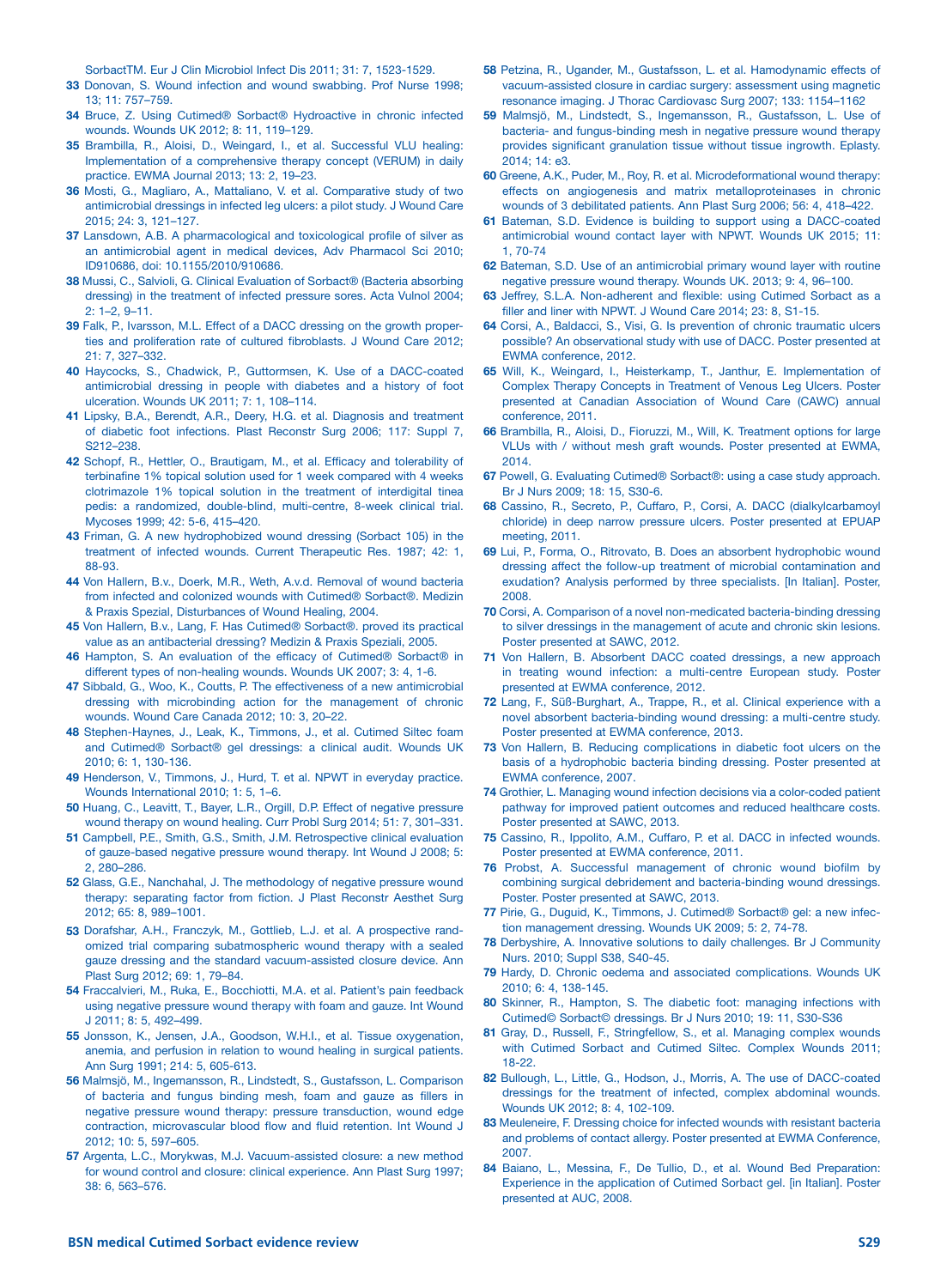SorbactTM. Eur J Clin Microbiol Infect Dis 2011; 31: 7, 1523-1529.

33 Donovan, S. Wound infection and wound swabbing. Prof Nurse 1998; 13; 11: 757–759.

34 Bruce, Z. Using Cutimed® Sorbact® Hydroactive in chronic infected wounds. Wounds UK 2012; 8: 11, 119–129.

35 Brambilla, R., Aloisi, D., Weingard, I., et al. Successful VLU healing: Implementation of a comprehensive therapy concept (VERUM) in daily practice. EWMA Journal 2013; 13: 2, 19–23.

36 Mosti, G., Magliaro, A., Mattaliano, V. et al. Comparative study of two antimicrobial dressings in infected leg ulcers: a pilot study. J Wound Care 2015; 24: 3, 121–127.

37 Lansdown, A.B. A pharmacological and toxicological profile of silver as an antimicrobial agent in medical devices, Adv Pharmacol Sci 2010; ID910686, doi: 10.1155/2010/910686.

38 Mussi, C., Salvioli, G. Clinical Evaluation of Sorbact® (Bacteria absorbing dressing) in the treatment of infected pressure sores. Acta Vulnol 2004; 2: 1–2, 9–11.

39 Falk, P., Ivarsson, M.L. Effect of a DACC dressing on the growth properties and proliferation rate of cultured fibroblasts. J Wound Care 2012; 21: 7, 327–332.

40 Haycocks, S., Chadwick, P., Guttormsen, K. Use of a DACC-coated antimicrobial dressing in people with diabetes and a history of foot ulceration. Wounds UK 2011; 7: 1, 108–114.

41 Lipsky, B.A., Berendt, A.R., Deery, H.G. et al. Diagnosis and treatment of diabetic foot infections. Plast Reconstr Surg 2006; 117: Suppl 7, S212–238.

42 Schopf, R., Hettler, O., Brautigam, M., et al. Efficacy and tolerability of terbinafine 1% topical solution used for 1 week compared with 4 weeks clotrimazole 1% topical solution in the treatment of interdigital tinea pedis: a randomized, double-blind, multi-centre, 8-week clinical trial. Mycoses 1999; 42: 5-6, 415–420.

43 Friman, G. A new hydrophobized wound dressing (Sorbact 105) in the treatment of infected wounds. Current Therapeutic Res. 1987; 42: 1, 88-93.

44 Von Hallern, B.v., Doerk, M.R., Weth, A.v.d. Removal of wound bacteria from infected and colonized wounds with Cutimed® Sorbact®. Medizin & Praxis Spezial, Disturbances of Wound Healing, 2004.

45 Von Hallern, B.v., Lang, F. Has Cutimed® Sorbact®. proved its practical value as an antibacterial dressing? Medizin & Praxis Speziali, 2005.

46 Hampton, S. An evaluation of the efficacy of Cutimed® Sorbact® in different types of non-healing wounds. Wounds UK 2007; 3: 4, 1-6.

47 Sibbald, G., Woo, K., Coutts, P. The effectiveness of a new antimicrobial dressing with microbinding action for the management of chronic wounds. Wound Care Canada 2012; 10: 3, 20–22.

48 Stephen-Haynes, J., Leak, K., Timmons, J., et al. Cutimed Siltec foam and Cutimed® Sorbact® gel dressings: a clinical audit. Wounds UK 2010; 6: 1, 130-136.

49 Henderson, V., Timmons, J., Hurd, T. et al. NPWT in everyday practice. Wounds International 2010; 1: 5, 1–6.

50 Huang, C., Leavitt, T., Bayer, L.R., Orgill, D.P. Effect of negative pressure wound therapy on wound healing. Curr Probl Surg 2014; 51: 7, 301–331.

51 Campbell, P.E., Smith, G.S., Smith, J.M. Retrospective clinical evaluation of gauze-based negative pressure wound therapy. Int Wound J 2008; 5: 2, 280–286.

52 Glass, G.E., Nanchahal, J. The methodology of negative pressure wound therapy: separating factor from fiction. J Plast Reconstr Aesthet Surg 2012; 65: 8, 989–1001.

53 Dorafshar, A.H., Franczyk, M., Gottlieb, L.J. et al. A prospective randomized trial comparing subatmospheric wound therapy with a sealed gauze dressing and the standard vacuum-assisted closure device. Ann Plast Surg 2012; 69: 1, 79–84.

54 Fraccalvieri, M., Ruka, E., Bocchiotti, M.A. et al. Patient's pain feedback using negative pressure wound therapy with foam and gauze. Int Wound J 2011; 8: 5, 492–499.

55 Jonsson, K., Jensen, J.A., Goodson, W.H.I., et al. Tissue oxygenation, anemia, and perfusion in relation to wound healing in surgical patients. Ann Surg 1991; 214: 5, 605-613.

56 Malmsjö, M., Ingemansson, R., Lindstedt, S., Gustafsson, L. Comparison of bacteria and fungus binding mesh, foam and gauze as fillers in negative pressure wound therapy: pressure transduction, wound edge contraction, microvascular blood flow and fluid retention. Int Wound J 2012; 10: 5, 597–605.

57 Argenta, L.C., Morykwas, M.J. Vacuum-assisted closure: a new method for wound control and closure: clinical experience. Ann Plast Surg 1997; 38: 6, 563–576.

58 Petzina, R., Ugander, M., Gustafsson, L. et al. Hamodynamic effects of vacuum-assisted closure in cardiac surgery: assessment using magnetic resonance imaging. J Thorac Cardiovasc Surg 2007; 133: 1154–1162

59 Malmsjö, M., Lindstedt, S., Ingemansson, R., Gustafsson, L. Use of bacteria- and fungus-binding mesh in negative pressure wound therapy provides significant granulation tissue without tissue ingrowth. Eplasty. 2014; 14: e3.

60 Greene, A.K., Puder, M., Roy, R. et al. Microdeformational wound therapy: effects on angiogenesis and matrix metalloproteinases in chronic wounds of 3 debilitated patients. Ann Plast Surg 2006; 56: 4, 418–422.

61 Bateman, S.D. Evidence is building to support using a DACC-coated antimicrobial wound contact layer with NPWT. Wounds UK 2015; 11: 1, 70-74

62 Bateman, S.D. Use of an antimicrobial primary wound layer with routine negative pressure wound therapy. Wounds UK. 2013; 9: 4, 96–100.

63 Jeffrey, S.L.A. Non-adherent and flexible: using Cutimed Sorbact as a filler and liner with NPWT. J Wound Care 2014; 23: 8, S1-15.

64 Corsi, A., Baldacci, S., Visi, G. Is prevention of chronic traumatic ulcers possible? An observational study with use of DACC. Poster presented at EWMA conference, 2012.

65 Will, K., Weingard, I., Heisterkamp, T., Janthur, E. Implementation of Complex Therapy Concepts in Treatment of Venous Leg Ulcers. Poster presented at Canadian Association of Wound Care (CAWC) annual conference, 2011.

66 Brambilla, R., Aloisi, D., Fioruzzi, M., Will, K. Treatment options for large VLUs with / without mesh graft wounds. Poster presented at EWMA, 2014.

67 Powell, G. Evaluating Cutimed® Sorbact®: using a case study approach. Br J Nurs 2009; 18: 15, S30-6.

68 Cassino, R., Secreto, P., Cuffaro, P., Corsi, A. DACC (dialkylcarbamoyl chloride) in deep narrow pressure ulcers. Poster presented at EPUAP meeting, 2011.

69 Lui, P., Forma, O., Ritrovato, B. Does an absorbent hydrophobic wound dressing affect the follow-up treatment of microbial contamination and exudation? Analysis performed by three specialists. [In Italian]. Poster, 2008.

70 Corsi, A. Comparison of a novel non-medicated bacteria-binding dressing to silver dressings in the management of acute and chronic skin lesions. Poster presented at SAWC, 2012.

71 Von Hallern, B. Absorbent DACC coated dressings, a new approach in treating wound infection: a multi-centre European study. Poster presented at EWMA conference, 2012.

72 Lang, F., Süß-Burghart, A., Trappe, R., et al. Clinical experience with a novel absorbent bacteria-binding wound dressing: a multi-centre study. Poster presented at EWMA conference, 2013.

73 Von Hallern, B. Reducing complications in diabetic foot ulcers on the basis of a hydrophobic bacteria binding dressing. Poster presented at EWMA conference, 2007.

74 Grothier, L. Managing wound infection decisions via a color-coded patient pathway for improved patient outcomes and reduced healthcare costs. Poster presented at SAWC, 2013.

75 Cassino, R., Ippolito, A.M., Cuffaro, P. et al. DACC in infected wounds. Poster presented at EWMA conference, 2011.

76 Probst, A. Successful management of chronic wound biofilm by combining surgical debridement and bacteria-binding wound dressings. Poster. Poster presented at SAWC, 2013.

77 Pirie, G., Duguid, K., Timmons, J. Cutimed® Sorbact® gel: a new infection management dressing. Wounds UK 2009; 5: 2, 74-78.

78 Derbyshire, A. Innovative solutions to daily challenges. Br J Community Nurs. 2010; Suppl S38, S40-45.

79 Hardy, D. Chronic oedema and associated complications. Wounds UK 2010; 6: 4, 138-145.

80 Skinner, R., Hampton, S. The diabetic foot: managing infections with Cutimed© Sorbact© dressings. Br J Nurs 2010; 19: 11, S30-S36

81 Gray, D., Russell, F., Stringfellow, S., et al. Managing complex wounds with Cutimed Sorbact and Cutimed Siltec. Complex Wounds 2011; 18-22.

82 Bullough, L., Little, G., Hodson, J., Morris, A. The use of DACC-coated dressings for the treatment of infected, complex abdominal wounds. Wounds UK 2012; 8: 4, 102-109.

83 Meuleneire, F. Dressing choice for infected wounds with resistant bacteria and problems of contact allergy. Poster presented at EWMA Conference, 2007.

84 Baiano, L., Messina, F., De Tullio, D., et al. Wound Bed Preparation: Experience in the application of Cutimed Sorbact gel. [in Italian]. Poster presented at AUC, 2008.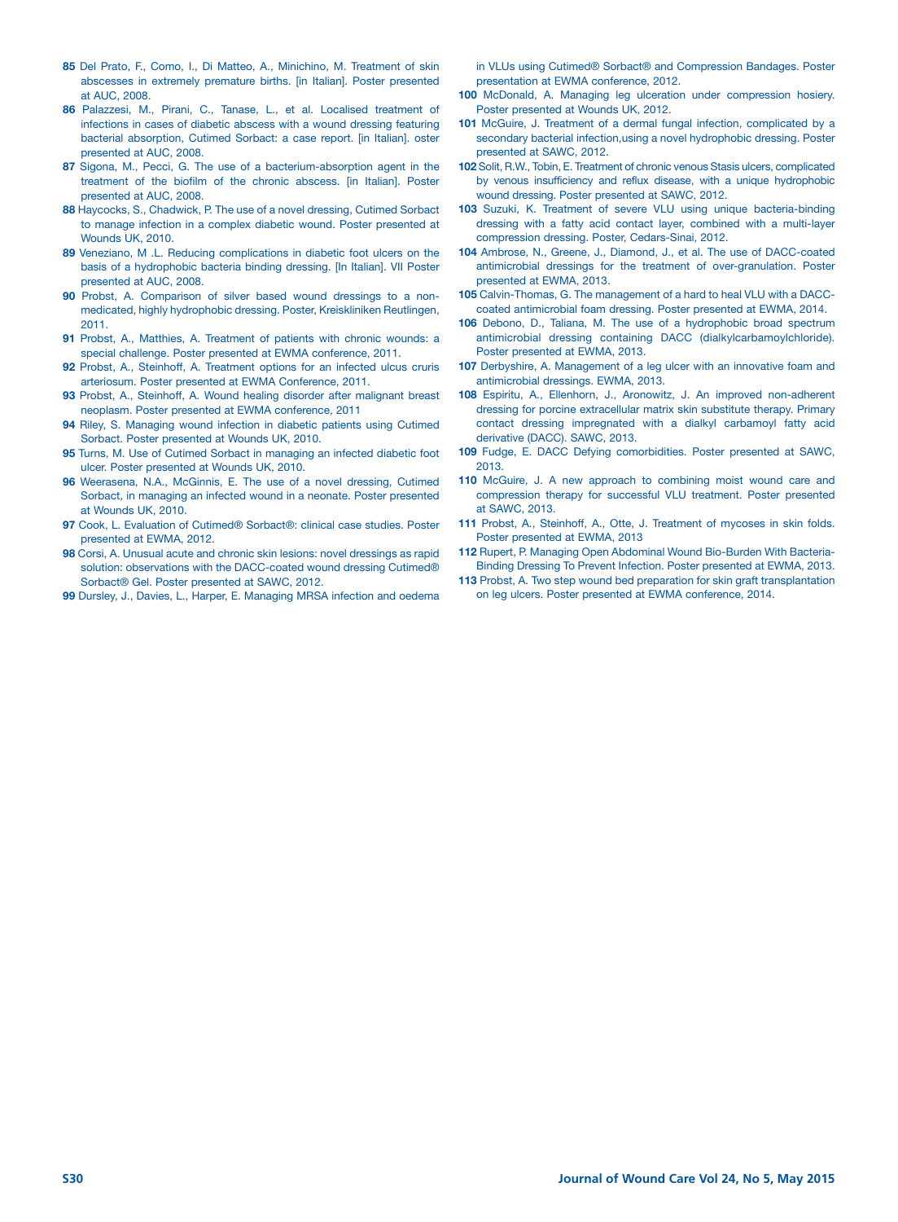**85** Del Prato, F., Como, I., Di Matteo, A., Minichino, M. Treatment of skin abscesses in extremely premature births. [in Italian]. Poster presented at AUC, 2008.

**86** Palazzesi, M., Pirani, C., Tanase, L., et al. Localised treatment of infections in cases of diabetic abscess with a wound dressing featuring bacterial absorption, Cutimed Sorbact: a case report. [in Italian]. oster presented at AUC, 2008.

**87** Sigona, M., Pecci, G. The use of a bacterium-absorption agent in the treatment of the biofilm of the chronic abscess. [in Italian]. Poster presented at AUC, 2008.

**88** Haycocks, S., Chadwick, P. The use of a novel dressing, Cutimed Sorbact to manage infection in a complex diabetic wound. Poster presented at Wounds UK, 2010.

**89** Veneziano, M .L. Reducing complications in diabetic foot ulcers on the basis of a hydrophobic bacteria binding dressing. [In Italian]. VII Poster presented at AUC, 2008.

**90** Probst, A. Comparison of silver based wound dressings to a non-medicated, highly hydrophobic dressing. Poster, Kreiskliniken Reutlingen, 2011.

**91** Probst, A., Matthies, A. Treatment of patients with chronic wounds: a special challenge. Poster presented at EWMA conference, 2011.

**92** Probst, A., Steinhoff, A. Treatment options for an infected ulcus cruris arteriosum. Poster presented at EWMA Conference, 2011.

**93** Probst, A., Steinhoff, A. Wound healing disorder after malignant breast neoplasm. Poster presented at EWMA conference, 2011

**94** Riley, S. Managing wound infection in diabetic patients using Cutimed Sorbact. Poster presented at Wounds UK, 2010.

**95** Turns, M. Use of Cutimed Sorbact in managing an infected diabetic foot ulcer. Poster presented at Wounds UK, 2010.

**96** Weerasena, N.A., McGinnis, E. The use of a novel dressing, Cutimed Sorbact, in managing an infected wound in a neonate. Poster presented at Wounds UK, 2010.

**97** Cook, L. Evaluation of Cutimed® Sorbact®: clinical case studies. Poster presented at EWMA, 2012.

**98** Corsi, A. Unusual acute and chronic skin lesions: novel dressings as rapid solution: observations with the DACC-coated wound dressing Cutimed® Sorbact® Gel. Poster presented at SAWC, 2012.

**99** Dursley, J., Davies, L., Harper, E. Managing MRSA infection and oedema in VLUs using Cutimed® Sorbact® and Compression Bandages. Poster presentation at EWMA conference, 2012.

**100** McDonald, A. Managing leg ulceration under compression hosiery. Poster presented at Wounds UK, 2012.

**101** McGuire, J. Treatment of a dermal fungal infection, complicated by a secondary bacterial infection,using a novel hydrophobic dressing. Poster presented at SAWC, 2012.

**102** Solit, R.W., Tobin, E. Treatment of chronic venous Stasis ulcers, complicated by venous insufficiency and reflux disease, with a unique hydrophobic wound dressing. Poster presented at SAWC, 2012.

**103** Suzuki, K. Treatment of severe VLU using unique bacteria-binding dressing with a fatty acid contact layer, combined with a multi-layer compression dressing. Poster, Cedars-Sinai, 2012.

**104** Ambrose, N., Greene, J., Diamond, J., et al. The use of DACC-coated antimicrobial dressings for the treatment of over-granulation. Poster presented at EWMA, 2013.

**105** Calvin-Thomas, G. The management of a hard to heal VLU with a DACC-coated antimicrobial foam dressing. Poster presented at EWMA, 2014.

**106** Debono, D., Taliana, M. The use of a hydrophobic broad spectrum antimicrobial dressing containing DACC (dialkylcarbamoylchloride). Poster presented at EWMA, 2013.

**107** Derbyshire, A. Management of a leg ulcer with an innovative foam and antimicrobial dressings. EWMA, 2013.

**108** Espiritu, A., Ellenhorn, J., Aronowitz, J. An improved non-adherent dressing for porcine extracellular matrix skin substitute therapy. Primary contact dressing impregnated with a dialkyl carbamoyl fatty acid derivative (DACC). SAWC, 2013.

**109** Fudge, E. DACC Defying comorbidities. Poster presented at SAWC, 2013.

**110** McGuire, J. A new approach to combining moist wound care and compression therapy for successful VLU treatment. Poster presented at SAWC, 2013.

**111** Probst, A., Steinhoff, A., Otte, J. Treatment of mycoses in skin folds. Poster presented at EWMA, 2013

**112** Rupert, P. Managing Open Abdominal Wound Bio-Burden With Bacteria-Binding Dressing To Prevent Infection. Poster presented at EWMA, 2013.

**113** Probst, A. Two step wound bed preparation for skin graft transplantation on leg ulcers. Poster presented at EWMA conference, 2014.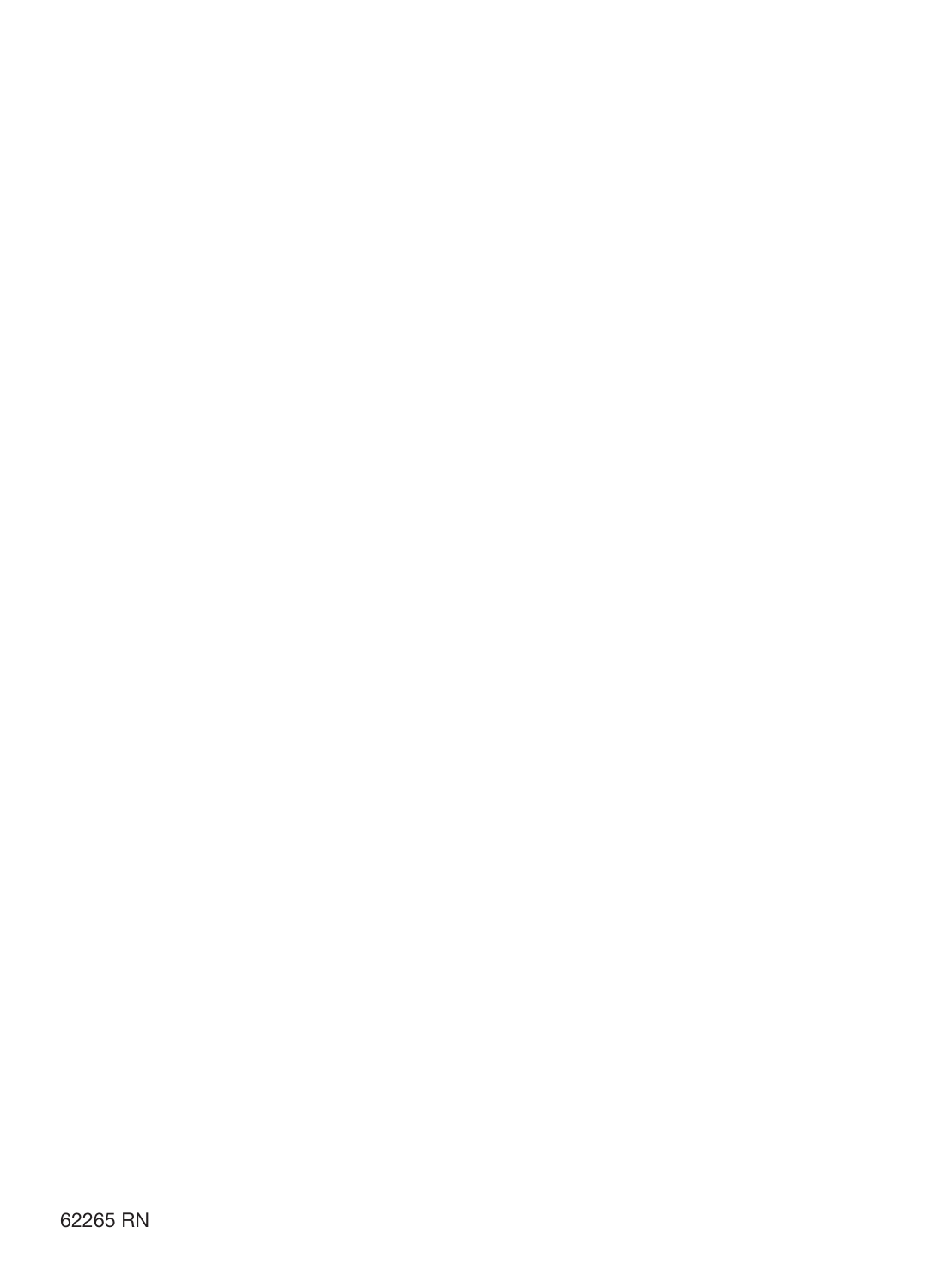62265 RN